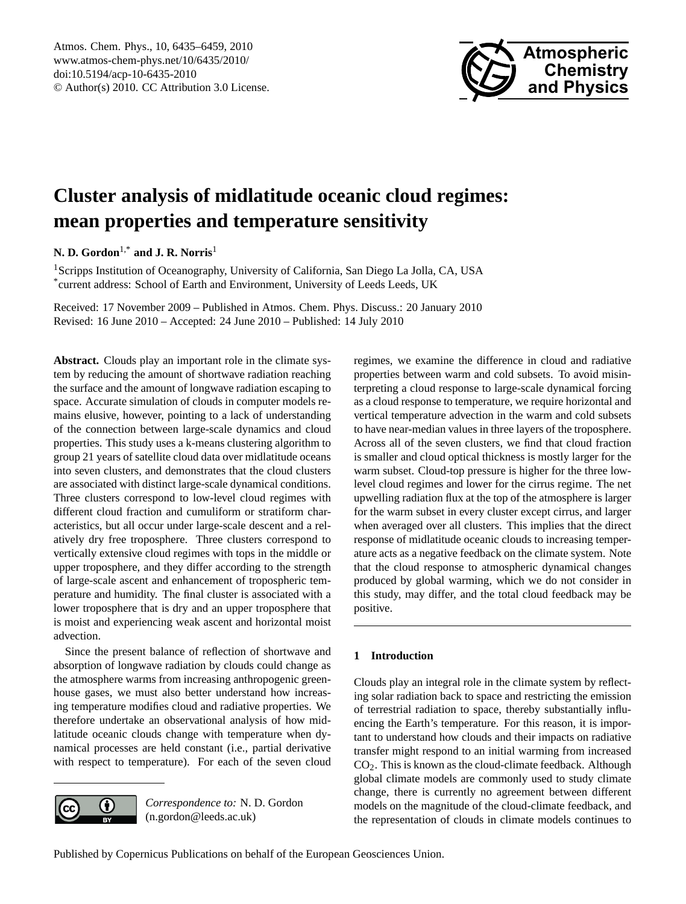# Cluster analysis of midlatitude oceanic cloud regimes: mean properties and temperature sensitivity

**N. D. Gordon**[1,*] **and J. R. Norris**[1]

[1]Scripps Institution of Oceanography, University of California, San Diego La Jolla, CA, USA

[*]current address: School of Earth and Environment, University of Leeds Leeds, UK

Received: 17 November 2009 – Published in Atmos. Chem. Phys. Discuss.: 20 January 2010
Revised: 16 June 2010 – Accepted: 24 June 2010 – Published: 14 July 2010

**Abstract.** Clouds play an important role in the climate system by reducing the amount of shortwave radiation reaching the surface and the amount of longwave radiation escaping to space. Accurate simulation of clouds in computer models remains elusive, however, pointing to a lack of understanding of the connection between large-scale dynamics and cloud properties. This study uses a k-means clustering algorithm to group 21 years of satellite cloud data over midlatitude oceans into seven clusters, and demonstrates that the cloud clusters are associated with distinct large-scale dynamical conditions. Three clusters correspond to low-level cloud regimes with different cloud fraction and cumuliform or stratiform characteristics, but all occur under large-scale descent and a relatively dry free troposphere. Three clusters correspond to vertically extensive cloud regimes with tops in the middle or upper troposphere, and they differ according to the strength of large-scale ascent and enhancement of tropospheric temperature and humidity. The final cluster is associated with a lower troposphere that is dry and an upper troposphere that is moist and experiencing weak ascent and horizontal moist advection.

Since the present balance of reflection of shortwave and absorption of longwave radiation by clouds could change as the atmosphere warms from increasing anthropogenic greenhouse gases, we must also better understand how increasing temperature modifies cloud and radiative properties. We therefore undertake an observational analysis of how midlatitude oceanic clouds change with temperature when dynamical processes are held constant (i.e., partial derivative with respect to temperature). For each of the seven cloud regimes, we examine the difference in cloud and radiative properties between warm and cold subsets. To avoid misinterpreting a cloud response to large-scale dynamical forcing as a cloud response to temperature, we require horizontal and vertical temperature advection in the warm and cold subsets to have near-median values in three layers of the troposphere. Across all of the seven clusters, we find that cloud fraction is smaller and cloud optical thickness is mostly larger for the warm subset. Cloud-top pressure is higher for the three low-level cloud regimes and lower for the cirrus regime. The net upwelling radiation flux at the top of the atmosphere is larger for the warm subset in every cluster except cirrus, and larger when averaged over all clusters. This implies that the direct response of midlatitude oceanic clouds to increasing temperature acts as a negative feedback on the climate system. Note that the cloud response to atmospheric dynamical changes produced by global warming, which we do not consider in this study, may differ, and the total cloud feedback may be positive.

## 1 Introduction

Clouds play an integral role in the climate system by reflecting solar radiation back to space and restricting the emission of terrestrial radiation to space, thereby substantially influencing the Earth's temperature. For this reason, it is important to understand how clouds and their impacts on radiative transfer might respond to an initial warming from increased $CO_2$. This is known as the cloud-climate feedback. Although global climate models are commonly used to study climate change, there is currently no agreement between different models on the magnitude of the cloud-climate feedback, and the representation of clouds in climate models continues to

*Correspondence to:* N. D. Gordon (n.gordon@leeds.ac.uk)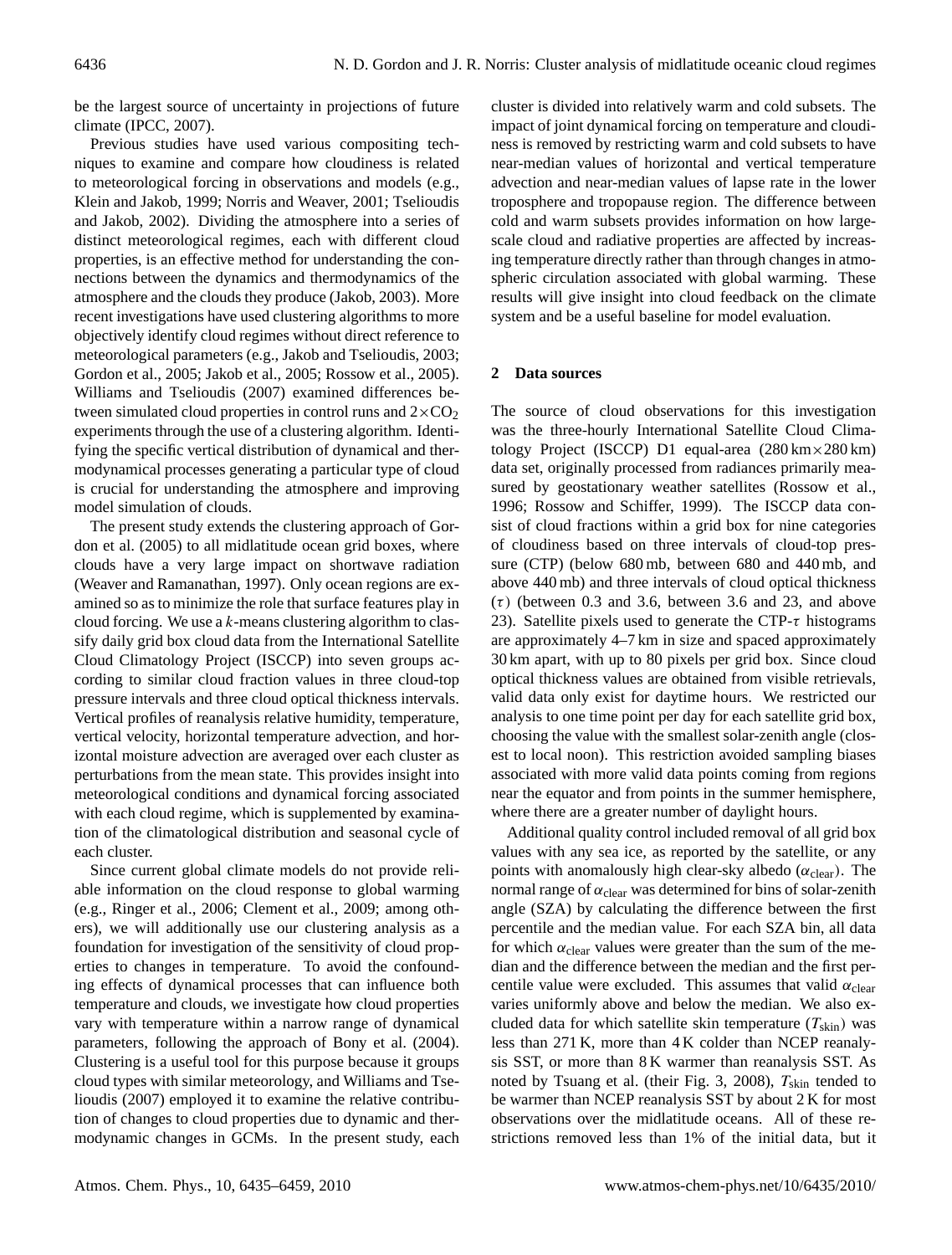be the largest source of uncertainty in projections of future climate (IPCC, 2007).

Previous studies have used various compositing techniques to examine and compare how cloudiness is related to meteorological forcing in observations and models (e.g., Klein and Jakob, 1999; Norris and Weaver, 2001; Tselioudis and Jakob, 2002). Dividing the atmosphere into a series of distinct meteorological regimes, each with different cloud properties, is an effective method for understanding the connections between the dynamics and thermodynamics of the atmosphere and the clouds they produce (Jakob, 2003). More recent investigations have used clustering algorithms to more objectively identify cloud regimes without direct reference to meteorological parameters (e.g., Jakob and Tselioudis, 2003; Gordon et al., 2005; Jakob et al., 2005; Rossow et al., 2005). Williams and Tselioudis (2007) examined differences between simulated cloud properties in control runs and $2\times CO_2$ experiments through the use of a clustering algorithm. Identifying the specific vertical distribution of dynamical and thermodynamical processes generating a particular type of cloud is crucial for understanding the atmosphere and improving model simulation of clouds.

The present study extends the clustering approach of Gordon et al. (2005) to all midlatitude ocean grid boxes, where clouds have a very large impact on shortwave radiation (Weaver and Ramanathan, 1997). Only ocean regions are examined so as to minimize the role that surface features play in cloud forcing. We use a $k$-means clustering algorithm to classify daily grid box cloud data from the International Satellite Cloud Climatology Project (ISCCP) into seven groups according to similar cloud fraction values in three cloud-top pressure intervals and three cloud optical thickness intervals. Vertical profiles of reanalysis relative humidity, temperature, vertical velocity, horizontal temperature advection, and horizontal moisture advection are averaged over each cluster as perturbations from the mean state. This provides insight into meteorological conditions and dynamical forcing associated with each cloud regime, which is supplemented by examination of the climatological distribution and seasonal cycle of each cluster.

Since current global climate models do not provide reliable information on the cloud response to global warming (e.g., Ringer et al., 2006; Clement et al., 2009; among others), we will additionally use our clustering analysis as a foundation for investigation of the sensitivity of cloud properties to changes in temperature. To avoid the confounding effects of dynamical processes that can influence both temperature and clouds, we investigate how cloud properties vary with temperature within a narrow range of dynamical parameters, following the approach of Bony et al. (2004). Clustering is a useful tool for this purpose because it groups cloud types with similar meteorology, and Williams and Tselioudis (2007) employed it to examine the relative contribution of changes to cloud properties due to dynamic and thermodynamic changes in GCMs. In the present study, each cluster is divided into relatively warm and cold subsets. The impact of joint dynamical forcing on temperature and cloudiness is removed by restricting warm and cold subsets to have near-median values of horizontal and vertical temperature advection and near-median values of lapse rate in the lower troposphere and tropopause region. The difference between cold and warm subsets provides information on how large-scale cloud and radiative properties are affected by increasing temperature directly rather than through changes in atmospheric circulation associated with global warming. These results will give insight into cloud feedback on the climate system and be a useful baseline for model evaluation.

## 2 Data sources

The source of cloud observations for this investigation was the three-hourly International Satellite Cloud Climatology Project (ISCCP) D1 equal-area (280 km×280 km) data set, originally processed from radiances primarily measured by geostationary weather satellites (Rossow et al., 1996; Rossow and Schiffer, 1999). The ISCCP data consist of cloud fractions within a grid box for nine categories of cloudiness based on three intervals of cloud-top pressure (CTP) (below 680 mb, between 680 and 440 mb, and above 440 mb) and three intervals of cloud optical thickness ($\tau$) (between 0.3 and 3.6, between 3.6 and 23, and above 23). Satellite pixels used to generate the CTP-$\tau$ histograms are approximately 4–7 km in size and spaced approximately 30 km apart, with up to 80 pixels per grid box. Since cloud optical thickness values are obtained from visible retrievals, valid data only exist for daytime hours. We restricted our analysis to one time point per day for each satellite grid box, choosing the value with the smallest solar-zenith angle (closest to local noon). This restriction avoided sampling biases associated with more valid data points coming from regions near the equator and from points in the summer hemisphere, where there are a greater number of daylight hours.

Additional quality control included removal of all grid box values with any sea ice, as reported by the satellite, or any points with anomalously high clear-sky albedo ($\alpha_{\text{clear}}$). The normal range of $\alpha_{\text{clear}}$ was determined for bins of solar-zenith angle (SZA) by calculating the difference between the first percentile and the median value. For each SZA bin, all data for which $\alpha_{\text{clear}}$ values were greater than the sum of the median and the difference between the median and the first percentile value were excluded. This assumes that valid $\alpha_{\text{clear}}$ varies uniformly above and below the median. We also excluded data for which satellite skin temperature ($T_{\text{skin}}$) was less than 271 K, more than 4 K colder than NCEP reanalysis SST, or more than 8 K warmer than reanalysis SST. As noted by Tsuang et al. (their Fig. 3, 2008), $T_{\text{skin}}$ tended to be warmer than NCEP reanalysis SST by about 2 K for most observations over the midlatitude oceans. All of these restrictions removed less than 1% of the initial data, but it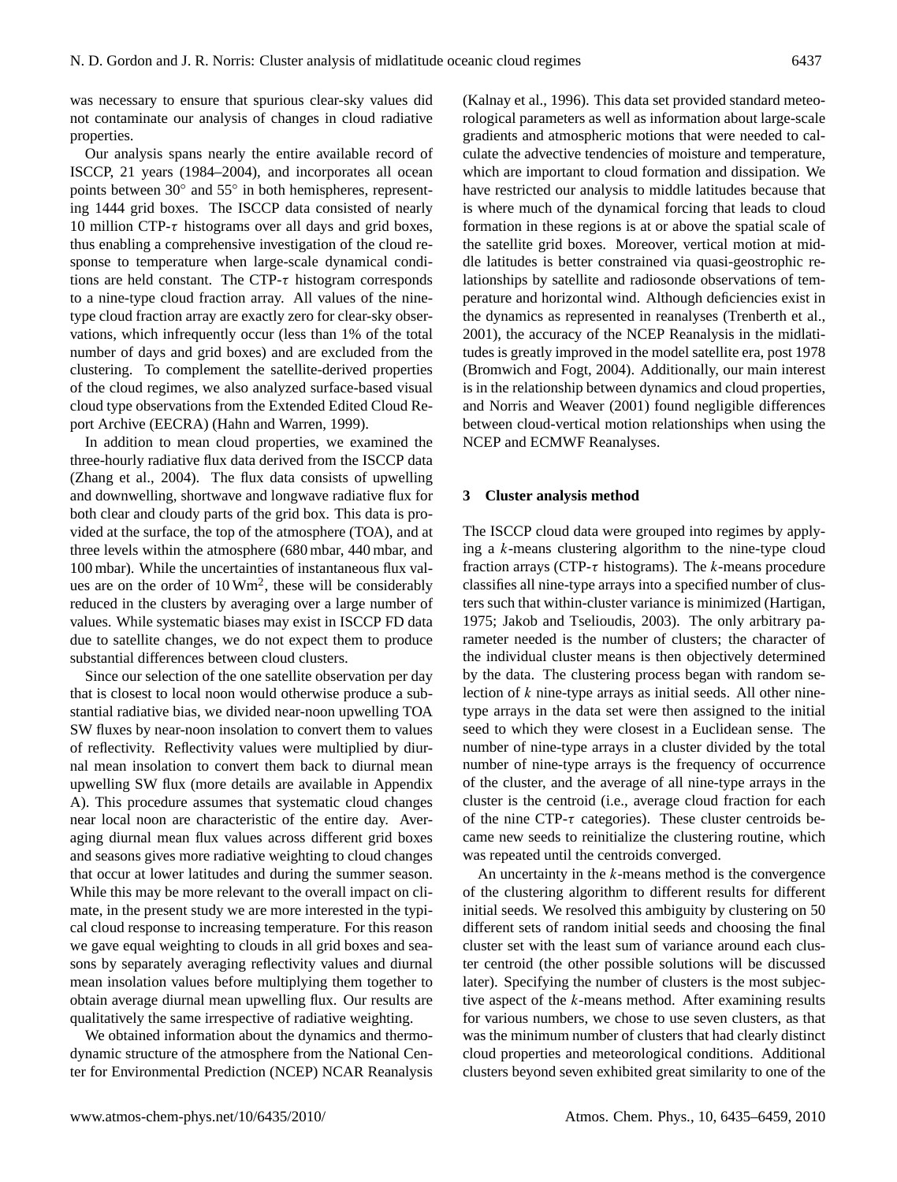was necessary to ensure that spurious clear-sky values did not contaminate our analysis of changes in cloud radiative properties.

Our analysis spans nearly the entire available record of ISCCP, 21 years (1984–2004), and incorporates all ocean points between 30° and 55° in both hemispheres, representing 1444 grid boxes. The ISCCP data consisted of nearly 10 million CTP-$\tau$ histograms over all days and grid boxes, thus enabling a comprehensive investigation of the cloud response to temperature when large-scale dynamical conditions are held constant. The CTP-$\tau$ histogram corresponds to a nine-type cloud fraction array. All values of the nine-type cloud fraction array are exactly zero for clear-sky observations, which infrequently occur (less than 1% of the total number of days and grid boxes) and are excluded from the clustering. To complement the satellite-derived properties of the cloud regimes, we also analyzed surface-based visual cloud type observations from the Extended Edited Cloud Report Archive (EECRA) (Hahn and Warren, 1999).

In addition to mean cloud properties, we examined the three-hourly radiative flux data derived from the ISCCP data (Zhang et al., 2004). The flux data consists of upwelling and downwelling, shortwave and longwave radiative flux for both clear and cloudy parts of the grid box. This data is provided at the surface, the top of the atmosphere (TOA), and at three levels within the atmosphere (680 mbar, 440 mbar, and 100 mbar). While the uncertainties of instantaneous flux values are on the order of 10 $\mathrm{Wm}^2$, these will be considerably reduced in the clusters by averaging over a large number of values. While systematic biases may exist in ISCCP FD data due to satellite changes, we do not expect them to produce substantial differences between cloud clusters.

Since our selection of the one satellite observation per day that is closest to local noon would otherwise produce a substantial radiative bias, we divided near-noon upwelling TOA SW fluxes by near-noon insolation to convert them to values of reflectivity. Reflectivity values were multiplied by diurnal mean insolation to convert them back to diurnal mean upwelling SW flux (more details are available in Appendix A). This procedure assumes that systematic cloud changes near local noon are characteristic of the entire day. Averaging diurnal mean flux values across different grid boxes and seasons gives more radiative weighting to cloud changes that occur at lower latitudes and during the summer season. While this may be more relevant to the overall impact on climate, in the present study we are more interested in the typical cloud response to increasing temperature. For this reason we gave equal weighting to clouds in all grid boxes and seasons by separately averaging reflectivity values and diurnal mean insolation values before multiplying them together to obtain average diurnal mean upwelling flux. Our results are qualitatively the same irrespective of radiative weighting.

We obtained information about the dynamics and thermodynamic structure of the atmosphere from the National Center for Environmental Prediction (NCEP) NCAR Reanalysis (Kalnay et al., 1996). This data set provided standard meteorological parameters as well as information about large-scale gradients and atmospheric motions that were needed to calculate the advective tendencies of moisture and temperature, which are important to cloud formation and dissipation. We have restricted our analysis to middle latitudes because that is where much of the dynamical forcing that leads to cloud formation in these regions is at or above the spatial scale of the satellite grid boxes. Moreover, vertical motion at middle latitudes is better constrained via quasi-geostrophic relationships by satellite and radiosonde observations of temperature and horizontal wind. Although deficiencies exist in the dynamics as represented in reanalyses (Trenberth et al., 2001), the accuracy of the NCEP Reanalysis in the midlatitudes is greatly improved in the model satellite era, post 1978 (Bromwich and Fogt, 2004). Additionally, our main interest is in the relationship between dynamics and cloud properties, and Norris and Weaver (2001) found negligible differences between cloud-vertical motion relationships when using the NCEP and ECMWF Reanalyses.

## 3 Cluster analysis method

The ISCCP cloud data were grouped into regimes by applying a $k$-means clustering algorithm to the nine-type cloud fraction arrays (CTP-$\tau$ histograms). The $k$-means procedure classifies all nine-type arrays into a specified number of clusters such that within-cluster variance is minimized (Hartigan, 1975; Jakob and Tselioudis, 2003). The only arbitrary parameter needed is the number of clusters; the character of the individual cluster means is then objectively determined by the data. The clustering process began with random selection of $k$ nine-type arrays as initial seeds. All other nine-type arrays in the data set were then assigned to the initial seed to which they were closest in a Euclidean sense. The number of nine-type arrays in a cluster divided by the total number of nine-type arrays is the frequency of occurrence of the cluster, and the average of all nine-type arrays in the cluster is the centroid (i.e., average cloud fraction for each of the nine CTP-$\tau$ categories). These cluster centroids became new seeds to reinitialize the clustering routine, which was repeated until the centroids converged.

An uncertainty in the $k$-means method is the convergence of the clustering algorithm to different results for different initial seeds. We resolved this ambiguity by clustering on 50 different sets of random initial seeds and choosing the final cluster set with the least sum of variance around each cluster centroid (the other possible solutions will be discussed later). Specifying the number of clusters is the most subjective aspect of the $k$-means method. After examining results for various numbers, we chose to use seven clusters, as that was the minimum number of clusters that had clearly distinct cloud properties and meteorological conditions. Additional clusters beyond seven exhibited great similarity to one of the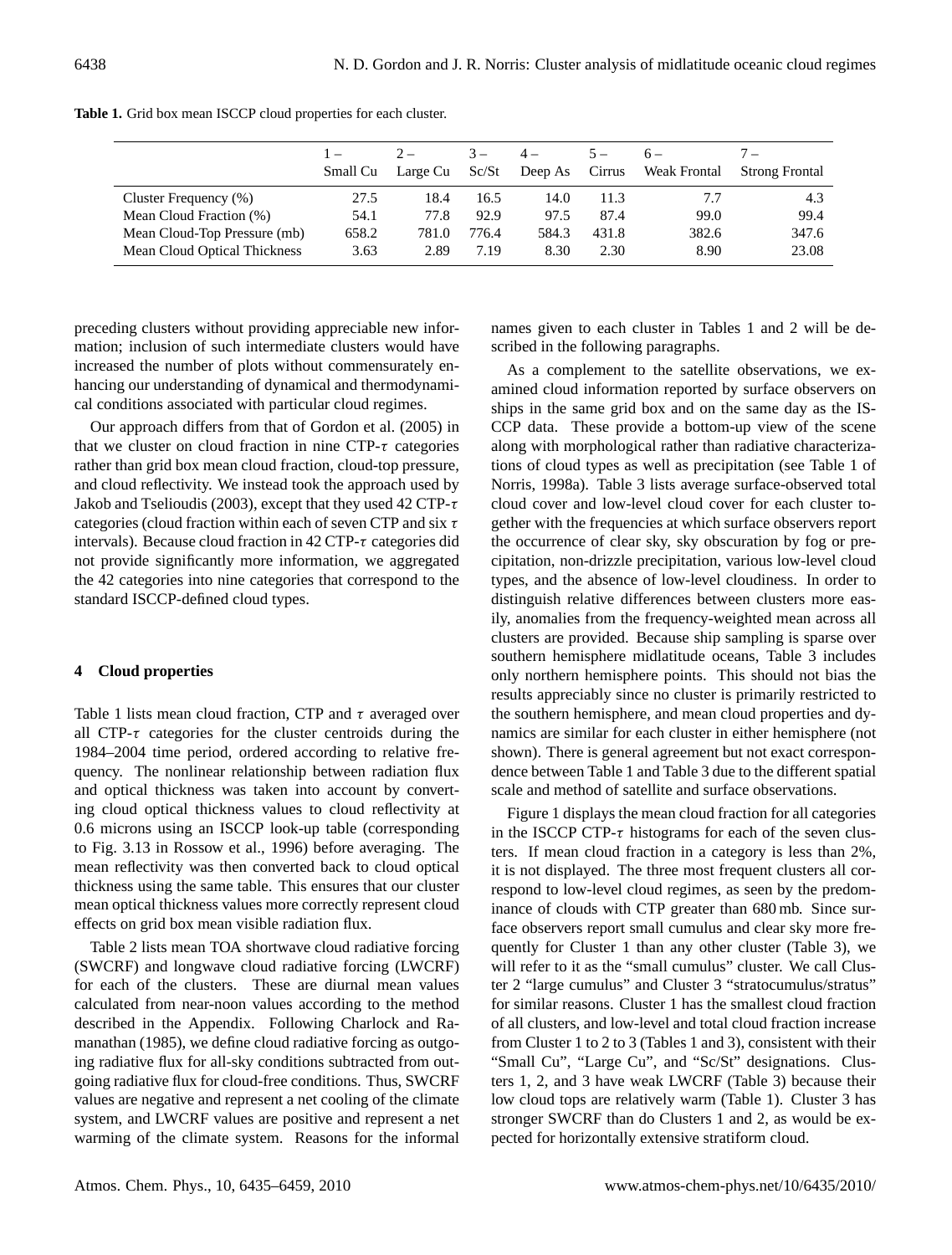**Table 1.** Grid box mean ISCCP cloud properties for each cluster.

| | 1 – Small Cu | 2 – Large Cu | 3 – Sc/St | 4 – Deep As | 5 – Cirrus | 6 – Weak Frontal | 7 – Strong Frontal |
|---|---|---|---|---|---|---|---|
| Cluster Frequency (%) | 27.5 | 18.4 | 16.5 | 14.0 | 11.3 | 7.7 | 4.3 |
| Mean Cloud Fraction (%) | 54.1 | 77.8 | 92.9 | 97.5 | 87.4 | 99.0 | 99.4 |
| Mean Cloud-Top Pressure (mb) | 658.2 | 781.0 | 776.4 | 584.3 | 431.8 | 382.6 | 347.6 |
| Mean Cloud Optical Thickness | 3.63 | 2.89 | 7.19 | 8.30 | 2.30 | 8.90 | 23.08 |

preceding clusters without providing appreciable new information; inclusion of such intermediate clusters would have increased the number of plots without commensurately enhancing our understanding of dynamical and thermodynamical conditions associated with particular cloud regimes.

Our approach differs from that of Gordon et al. (2005) in that we cluster on cloud fraction in nine CTP-$\tau$ categories rather than grid box mean cloud fraction, cloud-top pressure, and cloud reflectivity. We instead took the approach used by Jakob and Tselioudis (2003), except that they used 42 CTP-$\tau$ categories (cloud fraction within each of seven CTP and six $\tau$ intervals). Because cloud fraction in 42 CTP-$\tau$ categories did not provide significantly more information, we aggregated the 42 categories into nine categories that correspond to the standard ISCCP-defined cloud types.

## 4 Cloud properties

Table 1 lists mean cloud fraction, CTP and $\tau$ averaged over all CTP-$\tau$ categories for the cluster centroids during the 1984–2004 time period, ordered according to relative frequency. The nonlinear relationship between radiation flux and optical thickness was taken into account by converting cloud optical thickness values to cloud reflectivity at 0.6 microns using an ISCCP look-up table (corresponding to Fig. 3.13 in Rossow et al., 1996) before averaging. The mean reflectivity was then converted back to cloud optical thickness using the same table. This ensures that our cluster mean optical thickness values more correctly represent cloud effects on grid box mean visible radiation flux.

Table 2 lists mean TOA shortwave cloud radiative forcing (SWCRF) and longwave cloud radiative forcing (LWCRF) for each of the clusters. These are diurnal mean values calculated from near-noon values according to the method described in the Appendix. Following Charlock and Ramanathan (1985), we define cloud radiative forcing as outgoing radiative flux for all-sky conditions subtracted from outgoing radiative flux for cloud-free conditions. Thus, SWCRF values are negative and represent a net cooling of the climate system, and LWCRF values are positive and represent a net warming of the climate system. Reasons for the informal names given to each cluster in Tables 1 and 2 will be described in the following paragraphs.

As a complement to the satellite observations, we examined cloud information reported by surface observers on ships in the same grid box and on the same day as the ISCCP data. These provide a bottom-up view of the scene along with morphological rather than radiative characterizations of cloud types as well as precipitation (see Table 1 of Norris, 1998a). Table 3 lists average surface-observed total cloud cover and low-level cloud cover for each cluster together with the frequencies at which surface observers report the occurrence of clear sky, sky obscuration by fog or precipitation, non-drizzle precipitation, various low-level cloud types, and the absence of low-level cloudiness. In order to distinguish relative differences between clusters more easily, anomalies from the frequency-weighted mean across all clusters are provided. Because ship sampling is sparse over southern hemisphere midlatitude oceans, Table 3 includes only northern hemisphere points. This should not bias the results appreciably since no cluster is primarily restricted to the southern hemisphere, and mean cloud properties and dynamics are similar for each cluster in either hemisphere (not shown). There is general agreement but not exact correspondence between Table 1 and Table 3 due to the different spatial scale and method of satellite and surface observations.

Figure 1 displays the mean cloud fraction for all categories in the ISCCP CTP-$\tau$ histograms for each of the seven clusters. If mean cloud fraction in a category is less than 2%, it is not displayed. The three most frequent clusters all correspond to low-level cloud regimes, as seen by the predominance of clouds with CTP greater than 680 mb. Since surface observers report small cumulus and clear sky more frequently for Cluster 1 than any other cluster (Table 3), we will refer to it as the "small cumulus" cluster. We call Cluster 2 "large cumulus" and Cluster 3 "stratocumulus/stratus" for similar reasons. Cluster 1 has the smallest cloud fraction of all clusters, and low-level and total cloud fraction increase from Cluster 1 to 2 to 3 (Tables 1 and 3), consistent with their "Small Cu", "Large Cu", and "Sc/St" designations. Clusters 1, 2, and 3 have weak LWCRF (Table 3) because their low cloud tops are relatively warm (Table 1). Cluster 3 has stronger SWCRF than do Clusters 1 and 2, as would be expected for horizontally extensive stratiform cloud.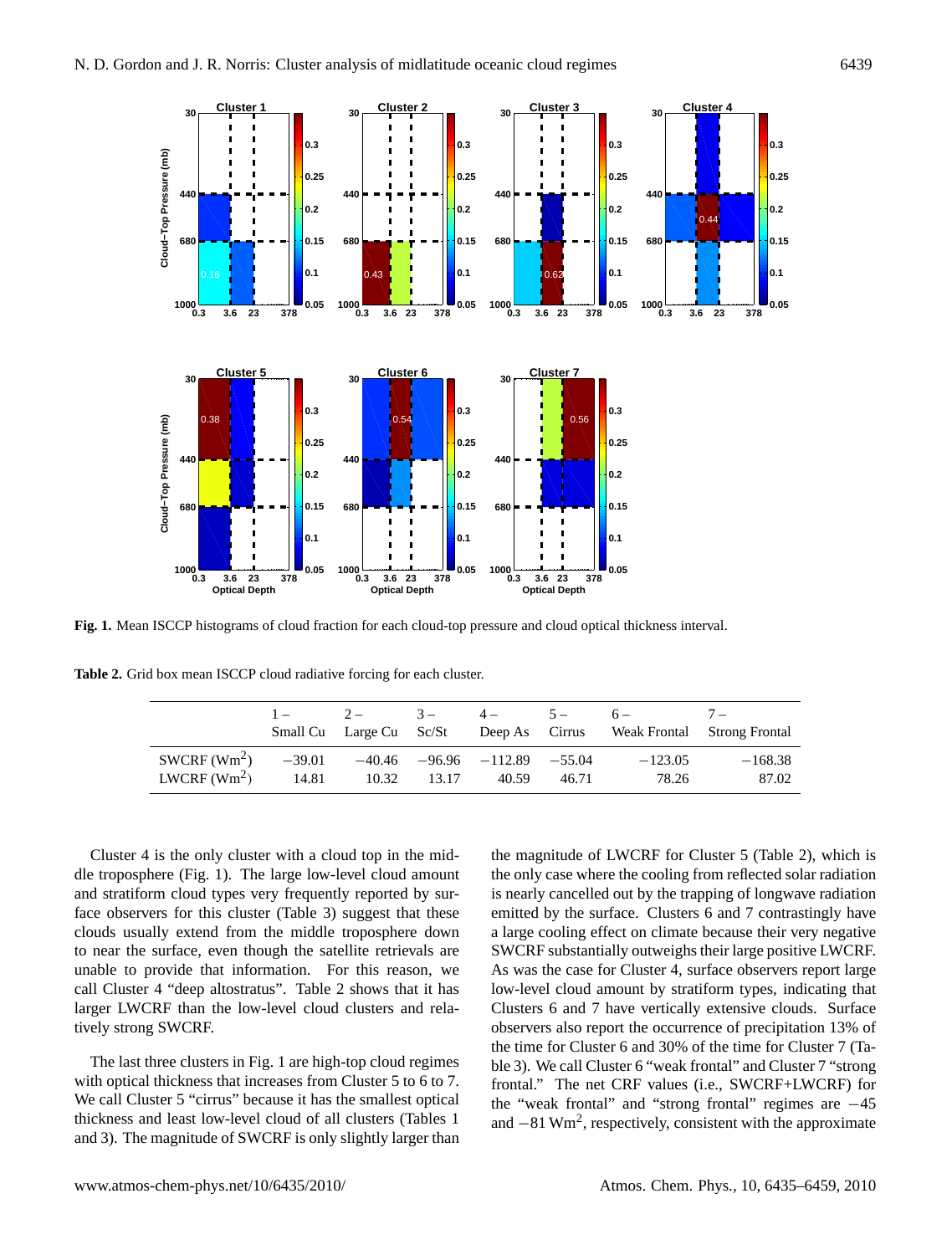**Fig. 1.** Mean ISCCP histograms of cloud fraction for each cloud-top pressure and cloud optical thickness interval.

**Table 2.** Grid box mean ISCCP cloud radiative forcing for each cluster.

| | 1 – Small Cu | 2 – Large Cu | 3 – Sc/St | 4 – Deep As | 5 – Cirrus | 6 – Weak Frontal | 7 – Strong Frontal |
|---|---|---|---|---|---|---|---|
| SWCRF ($Wm^2$) | −39.01 | −40.46 | −96.96 | −112.89 | −55.04 | −123.05 | −168.38 |
| LWCRF ($Wm^2$) | 14.81 | 10.32 | 13.17 | 40.59 | 46.71 | 78.26 | 87.02 |

Cluster 4 is the only cluster with a cloud top in the middle troposphere (Fig. 1). The large low-level cloud amount and stratiform cloud types very frequently reported by surface observers for this cluster (Table 3) suggest that these clouds usually extend from the middle troposphere down to near the surface, even though the satellite retrievals are unable to provide that information. For this reason, we call Cluster 4 "deep altostratus". Table 2 shows that it has larger LWCRF than the low-level cloud clusters and relatively strong SWCRF.

The last three clusters in Fig. 1 are high-top cloud regimes with optical thickness that increases from Cluster 5 to 6 to 7. We call Cluster 5 "cirrus" because it has the smallest optical thickness and least low-level cloud of all clusters (Tables 1 and 3). The magnitude of SWCRF is only slightly larger than the magnitude of LWCRF for Cluster 5 (Table 2), which is the only case where the cooling from reflected solar radiation is nearly cancelled out by the trapping of longwave radiation emitted by the surface. Clusters 6 and 7 contrastingly have a large cooling effect on climate because their very negative SWCRF substantially outweighs their large positive LWCRF. As was the case for Cluster 4, surface observers report large low-level cloud amount by stratiform types, indicating that Clusters 6 and 7 have vertically extensive clouds. Surface observers also report the occurrence of precipitation 13% of the time for Cluster 6 and 30% of the time for Cluster 7 (Table 3). We call Cluster 6 "weak frontal" and Cluster 7 "strong frontal." The net CRF values (i.e., SWCRF+LWCRF) for the "weak frontal" and "strong frontal" regimes are −45 and −81 $Wm^2$, respectively, consistent with the approximate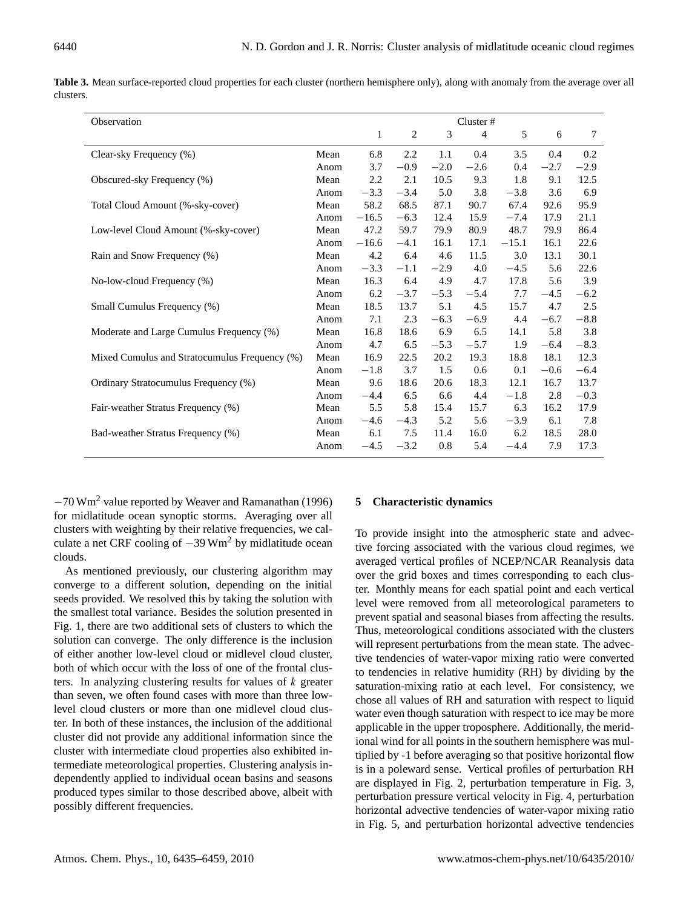**Table 3.** Mean surface-reported cloud properties for each cluster (northern hemisphere only), along with anomaly from the average over all clusters.

| Observation | | Cluster # | | | | | | |
|---|---|---|---|---|---|---|---|---|
| | | 1 | 2 | 3 | 4 | 5 | 6 | 7 |
| Clear-sky Frequency (%) | Mean | 6.8 | 2.2 | 1.1 | 0.4 | 3.5 | 0.4 | 0.2 |
| | Anom | 3.7 | −0.9 | −2.0 | −2.6 | 0.4 | −2.7 | −2.9 |
| Obscured-sky Frequency (%) | Mean | 2.2 | 2.1 | 10.5 | 9.3 | 1.8 | 9.1 | 12.5 |
| | Anom | −3.3 | −3.4 | 5.0 | 3.8 | −3.8 | 3.6 | 6.9 |
| Total Cloud Amount (%-sky-cover) | Mean | 58.2 | 68.5 | 87.1 | 90.7 | 67.4 | 92.6 | 95.9 |
| | Anom | −16.5 | −6.3 | 12.4 | 15.9 | −7.4 | 17.9 | 21.1 |
| Low-level Cloud Amount (%-sky-cover) | Mean | 47.2 | 59.7 | 79.9 | 80.9 | 48.7 | 79.9 | 86.4 |
| | Anom | −16.6 | −4.1 | 16.1 | 17.1 | −15.1 | 16.1 | 22.6 |
| Rain and Snow Frequency (%) | Mean | 4.2 | 6.4 | 4.6 | 11.5 | 3.0 | 13.1 | 30.1 |
| | Anom | −3.3 | −1.1 | −2.9 | 4.0 | −4.5 | 5.6 | 22.6 |
| No-low-cloud Frequency (%) | Mean | 16.3 | 6.4 | 4.9 | 4.7 | 17.8 | 5.6 | 3.9 |
| | Anom | 6.2 | −3.7 | −5.3 | −5.4 | 7.7 | −4.5 | −6.2 |
| Small Cumulus Frequency (%) | Mean | 18.5 | 13.7 | 5.1 | 4.5 | 15.7 | 4.7 | 2.5 |
| | Anom | 7.1 | 2.3 | −6.3 | −6.9 | 4.4 | −6.7 | −8.8 |
| Moderate and Large Cumulus Frequency (%) | Mean | 16.8 | 18.6 | 6.9 | 6.5 | 14.1 | 5.8 | 3.8 |
| | Anom | 4.7 | 6.5 | −5.3 | −5.7 | 1.9 | −6.4 | −8.3 |
| Mixed Cumulus and Stratocumulus Frequency (%) | Mean | 16.9 | 22.5 | 20.2 | 19.3 | 18.8 | 18.1 | 12.3 |
| | Anom | −1.8 | 3.7 | 1.5 | 0.6 | 0.1 | −0.6 | −6.4 |
| Ordinary Stratocumulus Frequency (%) | Mean | 9.6 | 18.6 | 20.6 | 18.3 | 12.1 | 16.7 | 13.7 |
| | Anom | −4.4 | 6.5 | 6.6 | 4.4 | −1.8 | 2.8 | −0.3 |
| Fair-weather Stratus Frequency (%) | Mean | 5.5 | 5.8 | 15.4 | 15.7 | 6.3 | 16.2 | 17.9 |
| | Anom | −4.6 | −4.3 | 5.2 | 5.6 | −3.9 | 6.1 | 7.8 |
| Bad-weather Stratus Frequency (%) | Mean | 6.1 | 7.5 | 11.4 | 16.0 | 6.2 | 18.5 | 28.0 |
| | Anom | −4.5 | −3.2 | 0.8 | 5.4 | −4.4 | 7.9 | 17.3 |

$-70\,\mathrm{Wm}^2$ value reported by Weaver and Ramanathan (1996) for midlatitude ocean synoptic storms. Averaging over all clusters with weighting by their relative frequencies, we calculate a net CRF cooling of $-39\,\mathrm{Wm}^2$ by midlatitude ocean clouds.

As mentioned previously, our clustering algorithm may converge to a different solution, depending on the initial seeds provided. We resolved this by taking the solution with the smallest total variance. Besides the solution presented in Fig. 1, there are two additional sets of clusters to which the solution can converge. The only difference is the inclusion of either another low-level cloud or midlevel cloud cluster, both of which occur with the loss of one of the frontal clusters. In analyzing clustering results for values of $k$ greater than seven, we often found cases with more than three low-level cloud clusters or more than one midlevel cloud cluster. In both of these instances, the inclusion of the additional cluster did not provide any additional information since the cluster with intermediate cloud properties also exhibited intermediate meteorological properties. Clustering analysis independently applied to individual ocean basins and seasons produced types similar to those described above, albeit with possibly different frequencies.

## 5 Characteristic dynamics

To provide insight into the atmospheric state and advective forcing associated with the various cloud regimes, we averaged vertical profiles of NCEP/NCAR Reanalysis data over the grid boxes and times corresponding to each cluster. Monthly means for each spatial point and each vertical level were removed from all meteorological parameters to prevent spatial and seasonal biases from affecting the results. Thus, meteorological conditions associated with the clusters will represent perturbations from the mean state. The advective tendencies of water-vapor mixing ratio were converted to tendencies in relative humidity (RH) by dividing by the saturation-mixing ratio at each level. For consistency, we chose all values of RH and saturation with respect to liquid water even though saturation with respect to ice may be more applicable in the upper troposphere. Additionally, the meridional wind for all points in the southern hemisphere was multiplied by -1 before averaging so that positive horizontal flow is in a poleward sense. Vertical profiles of perturbation RH are displayed in Fig. 2, perturbation temperature in Fig. 3, perturbation pressure vertical velocity in Fig. 4, perturbation horizontal advective tendencies of water-vapor mixing ratio in Fig. 5, and perturbation horizontal advective tendencies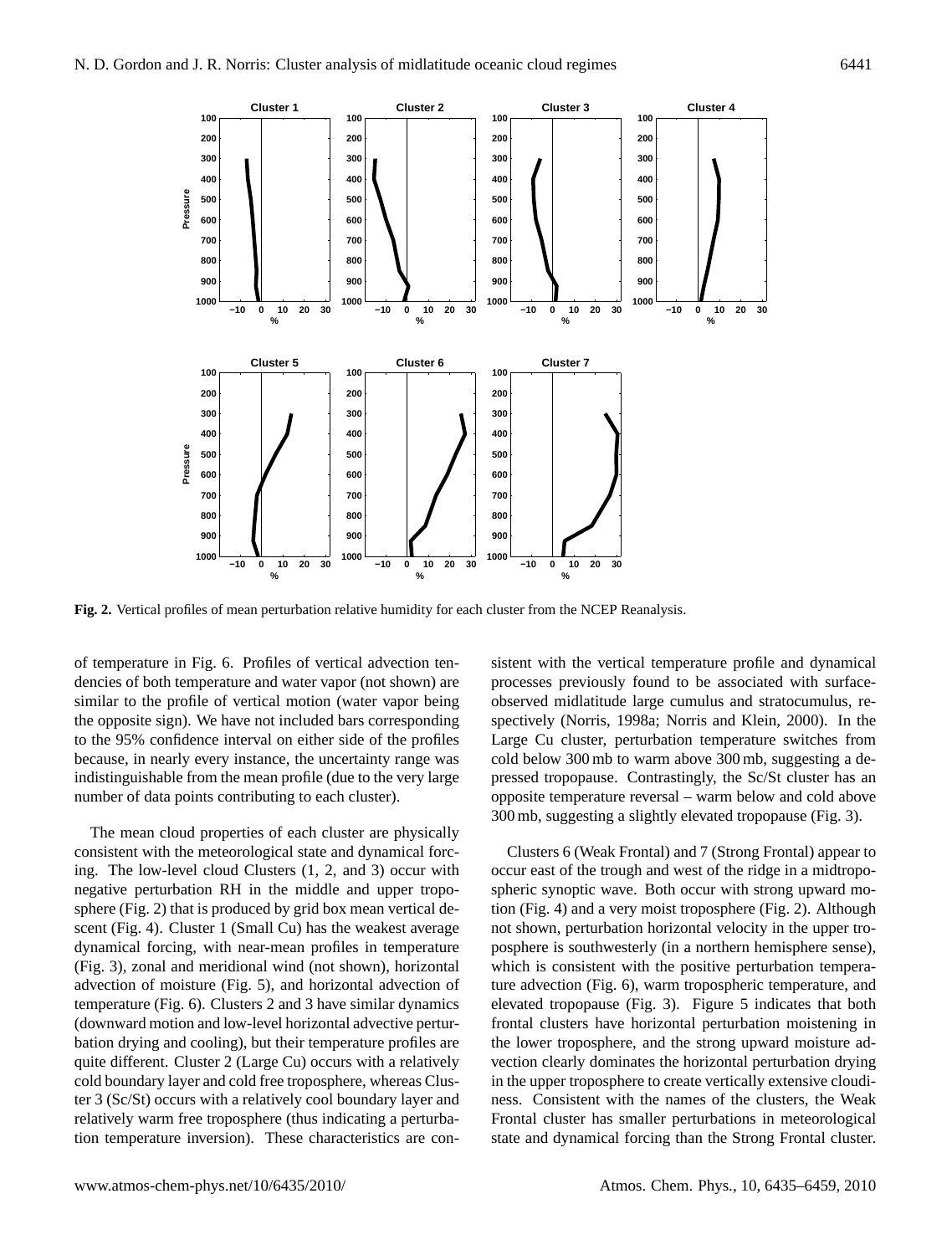**Fig. 2.** Vertical profiles of mean perturbation relative humidity for each cluster from the NCEP Reanalysis.

of temperature in Fig. 6. Profiles of vertical advection tendencies of both temperature and water vapor (not shown) are similar to the profile of vertical motion (water vapor being the opposite sign). We have not included bars corresponding to the 95% confidence interval on either side of the profiles because, in nearly every instance, the uncertainty range was indistinguishable from the mean profile (due to the very large number of data points contributing to each cluster).

The mean cloud properties of each cluster are physically consistent with the meteorological state and dynamical forcing. The low-level cloud Clusters (1, 2, and 3) occur with negative perturbation RH in the middle and upper troposphere (Fig. 2) that is produced by grid box mean vertical descent (Fig. 4). Cluster 1 (Small Cu) has the weakest average dynamical forcing, with near-mean profiles in temperature (Fig. 3), zonal and meridional wind (not shown), horizontal advection of moisture (Fig. 5), and horizontal advection of temperature (Fig. 6). Clusters 2 and 3 have similar dynamics (downward motion and low-level horizontal advective perturbation drying and cooling), but their temperature profiles are quite different. Cluster 2 (Large Cu) occurs with a relatively cold boundary layer and cold free troposphere, whereas Cluster 3 (Sc/St) occurs with a relatively cool boundary layer and relatively warm free troposphere (thus indicating a perturbation temperature inversion). These characteristics are consistent with the vertical temperature profile and dynamical processes previously found to be associated with surface-observed midlatitude large cumulus and stratocumulus, respectively (Norris, 1998a; Norris and Klein, 2000). In the Large Cu cluster, perturbation temperature switches from cold below 300 mb to warm above 300 mb, suggesting a depressed tropopause. Contrastingly, the Sc/St cluster has an opposite temperature reversal – warm below and cold above 300 mb, suggesting a slightly elevated tropopause (Fig. 3).

Clusters 6 (Weak Frontal) and 7 (Strong Frontal) appear to occur east of the trough and west of the ridge in a midtropospheric synoptic wave. Both occur with strong upward motion (Fig. 4) and a very moist troposphere (Fig. 2). Although not shown, perturbation horizontal velocity in the upper troposphere is southwesterly (in a northern hemisphere sense), which is consistent with the positive perturbation temperature advection (Fig. 6), warm tropospheric temperature, and elevated tropopause (Fig. 3). Figure 5 indicates that both frontal clusters have horizontal perturbation moistening in the lower troposphere, and the strong upward moisture advection clearly dominates the horizontal perturbation drying in the upper troposphere to create vertically extensive cloudiness. Consistent with the names of the clusters, the Weak Frontal cluster has smaller perturbations in meteorological state and dynamical forcing than the Strong Frontal cluster.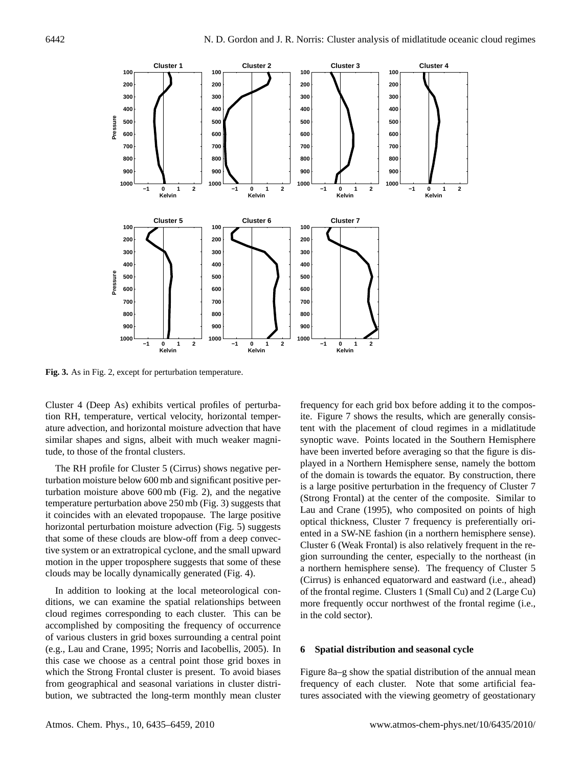**Fig. 3.** As in Fig. 2, except for perturbation temperature.

Cluster 4 (Deep As) exhibits vertical profiles of perturbation RH, temperature, vertical velocity, horizontal temperature advection, and horizontal moisture advection that have similar shapes and signs, albeit with much weaker magnitude, to those of the frontal clusters.

The RH profile for Cluster 5 (Cirrus) shows negative perturbation moisture below 600 mb and significant positive perturbation moisture above 600 mb (Fig. 2), and the negative temperature perturbation above 250 mb (Fig. 3) suggests that it coincides with an elevated tropopause. The large positive horizontal perturbation moisture advection (Fig. 5) suggests that some of these clouds are blow-off from a deep convective system or an extratropical cyclone, and the small upward motion in the upper troposphere suggests that some of these clouds may be locally dynamically generated (Fig. 4).

In addition to looking at the local meteorological conditions, we can examine the spatial relationships between cloud regimes corresponding to each cluster. This can be accomplished by compositing the frequency of occurrence of various clusters in grid boxes surrounding a central point (e.g., Lau and Crane, 1995; Norris and Iacobellis, 2005). In this case we choose as a central point those grid boxes in which the Strong Frontal cluster is present. To avoid biases from geographical and seasonal variations in cluster distribution, we subtracted the long-term monthly mean cluster frequency for each grid box before adding it to the composite. Figure 7 shows the results, which are generally consistent with the placement of cloud regimes in a midlatitude synoptic wave. Points located in the Southern Hemisphere have been inverted before averaging so that the figure is displayed in a Northern Hemisphere sense, namely the bottom of the domain is towards the equator. By construction, there is a large positive perturbation in the frequency of Cluster 7 (Strong Frontal) at the center of the composite. Similar to Lau and Crane (1995), who composited on points of high optical thickness, Cluster 7 frequency is preferentially oriented in a SW-NE fashion (in a northern hemisphere sense). Cluster 6 (Weak Frontal) is also relatively frequent in the region surrounding the center, especially to the northeast (in a northern hemisphere sense). The frequency of Cluster 5 (Cirrus) is enhanced equatorward and eastward (i.e., ahead) of the frontal regime. Clusters 1 (Small Cu) and 2 (Large Cu) more frequently occur northwest of the frontal regime (i.e., in the cold sector).

## 6 Spatial distribution and seasonal cycle

Figure 8a–g show the spatial distribution of the annual mean frequency of each cluster. Note that some artificial features associated with the viewing geometry of geostationary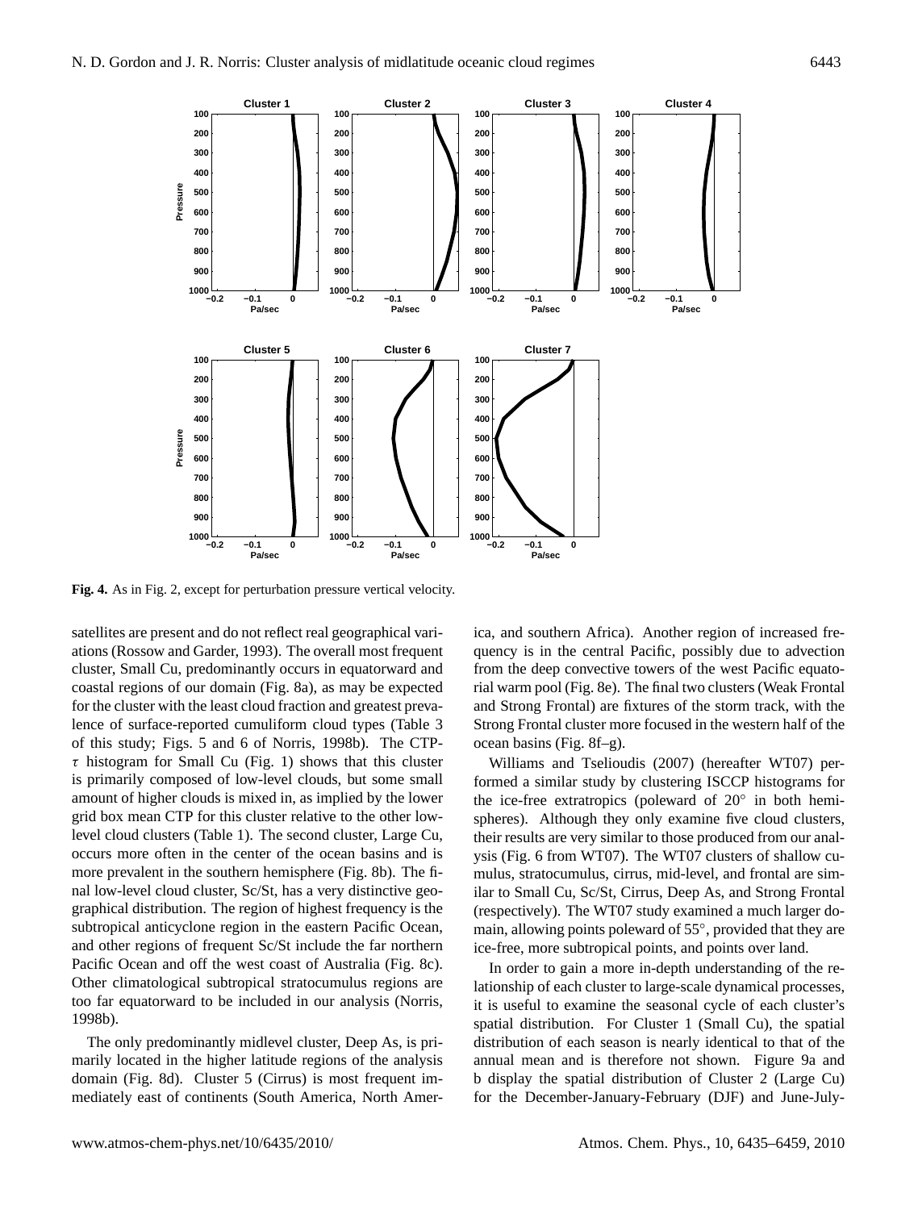**Fig. 4.** As in Fig. 2, except for perturbation pressure vertical velocity.

satellites are present and do not reflect real geographical variations (Rossow and Garder, 1993). The overall most frequent cluster, Small Cu, predominantly occurs in equatorward and coastal regions of our domain (Fig. 8a), as may be expected for the cluster with the least cloud fraction and greatest prevalence of surface-reported cumuliform cloud types (Table 3 of this study; Figs. 5 and 6 of Norris, 1998b). The CTP-$\tau$ histogram for Small Cu (Fig. 1) shows that this cluster is primarily composed of low-level clouds, but some small amount of higher clouds is mixed in, as implied by the lower grid box mean CTP for this cluster relative to the other low-level cloud clusters (Table 1). The second cluster, Large Cu, occurs more often in the center of the ocean basins and is more prevalent in the southern hemisphere (Fig. 8b). The final low-level cloud cluster, Sc/St, has a very distinctive geographical distribution. The region of highest frequency is the subtropical anticyclone region in the eastern Pacific Ocean, and other regions of frequent Sc/St include the far northern Pacific Ocean and off the west coast of Australia (Fig. 8c). Other climatological subtropical stratocumulus regions are too far equatorward to be included in our analysis (Norris, 1998b).

The only predominantly midlevel cluster, Deep As, is primarily located in the higher latitude regions of the analysis domain (Fig. 8d). Cluster 5 (Cirrus) is most frequent immediately east of continents (South America, North America, and southern Africa). Another region of increased frequency is in the central Pacific, possibly due to advection from the deep convective towers of the west Pacific equatorial warm pool (Fig. 8e). The final two clusters (Weak Frontal and Strong Frontal) are fixtures of the storm track, with the Strong Frontal cluster more focused in the western half of the ocean basins (Fig. 8f–g).

Williams and Tselioudis (2007) (hereafter WT07) performed a similar study by clustering ISCCP histograms for the ice-free extratropics (poleward of 20° in both hemispheres). Although they only examine five cloud clusters, their results are very similar to those produced from our analysis (Fig. 6 from WT07). The WT07 clusters of shallow cumulus, stratocumulus, cirrus, mid-level, and frontal are similar to Small Cu, Sc/St, Cirrus, Deep As, and Strong Frontal (respectively). The WT07 study examined a much larger domain, allowing points poleward of 55°, provided that they are ice-free, more subtropical points, and points over land.

In order to gain a more in-depth understanding of the relationship of each cluster to large-scale dynamical processes, it is useful to examine the seasonal cycle of each cluster's spatial distribution. For Cluster 1 (Small Cu), the spatial distribution of each season is nearly identical to that of the annual mean and is therefore not shown. Figure 9a and b display the spatial distribution of Cluster 2 (Large Cu) for the December-January-February (DJF) and June-July-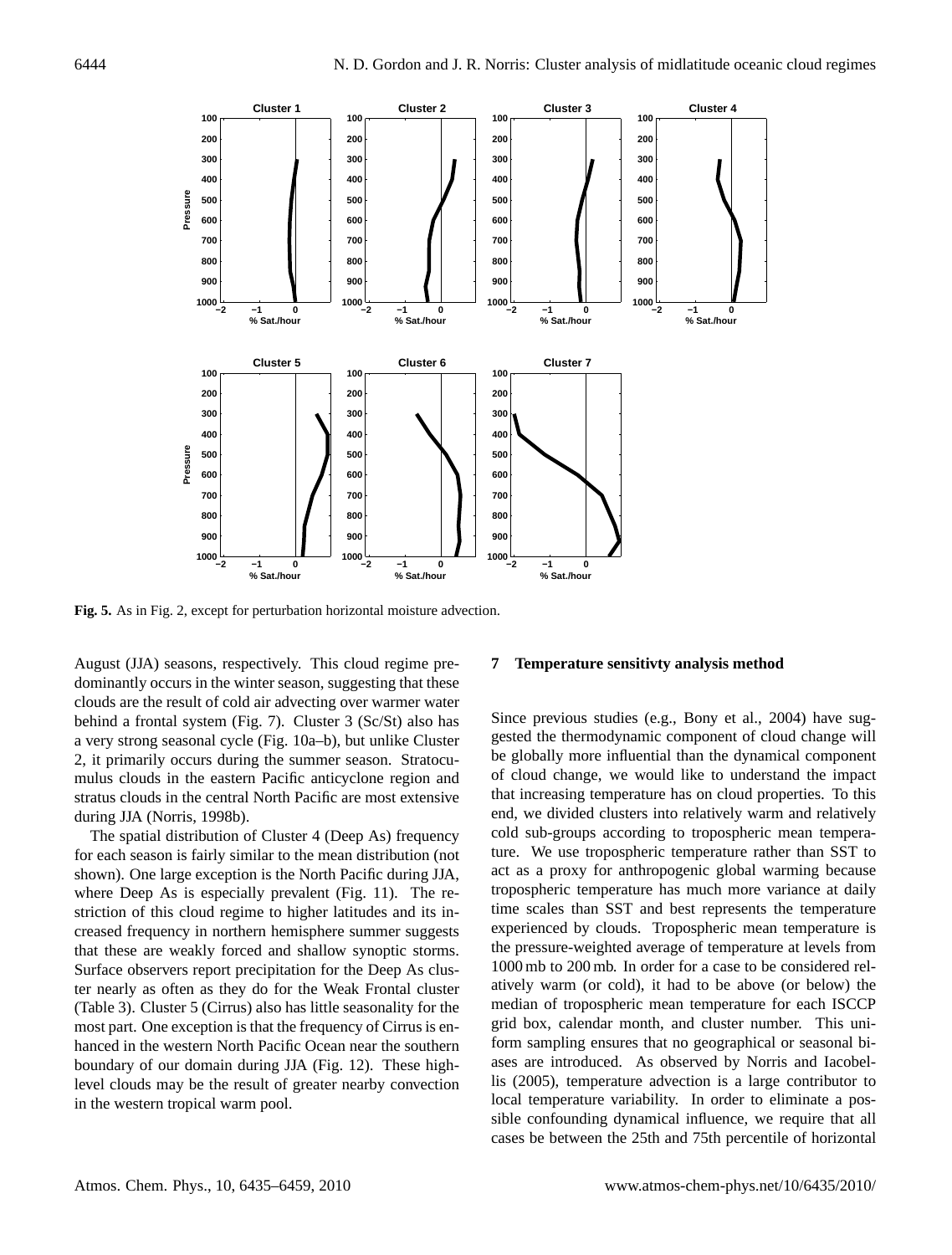**Fig. 5.** As in Fig. 2, except for perturbation horizontal moisture advection.

August (JJA) seasons, respectively. This cloud regime predominantly occurs in the winter season, suggesting that these clouds are the result of cold air advecting over warmer water behind a frontal system (Fig. 7). Cluster 3 (Sc/St) also has a very strong seasonal cycle (Fig. 10a–b), but unlike Cluster 2, it primarily occurs during the summer season. Stratocumulus clouds in the eastern Pacific anticyclone region and stratus clouds in the central North Pacific are most extensive during JJA (Norris, 1998b).

The spatial distribution of Cluster 4 (Deep As) frequency for each season is fairly similar to the mean distribution (not shown). One large exception is the North Pacific during JJA, where Deep As is especially prevalent (Fig. 11). The restriction of this cloud regime to higher latitudes and its increased frequency in northern hemisphere summer suggests that these are weakly forced and shallow synoptic storms. Surface observers report precipitation for the Deep As cluster nearly as often as they do for the Weak Frontal cluster (Table 3). Cluster 5 (Cirrus) also has little seasonality for the most part. One exception is that the frequency of Cirrus is enhanced in the western North Pacific Ocean near the southern boundary of our domain during JJA (Fig. 12). These high-level clouds may be the result of greater nearby convection in the western tropical warm pool.

## 7 Temperature sensitivty analysis method

Since previous studies (e.g., Bony et al., 2004) have suggested the thermodynamic component of cloud change will be globally more influential than the dynamical component of cloud change, we would like to understand the impact that increasing temperature has on cloud properties. To this end, we divided clusters into relatively warm and relatively cold sub-groups according to tropospheric mean temperature. We use tropospheric temperature rather than SST to act as a proxy for anthropogenic global warming because tropospheric temperature has much more variance at daily time scales than SST and best represents the temperature experienced by clouds. Tropospheric mean temperature is the pressure-weighted average of temperature at levels from 1000 mb to 200 mb. In order for a case to be considered relatively warm (or cold), it had to be above (or below) the median of tropospheric mean temperature for each ISCCP grid box, calendar month, and cluster number. This uniform sampling ensures that no geographical or seasonal biases are introduced. As observed by Norris and Iacobellis (2005), temperature advection is a large contributor to local temperature variability. In order to eliminate a possible confounding dynamical influence, we require that all cases be between the 25th and 75th percentile of horizontal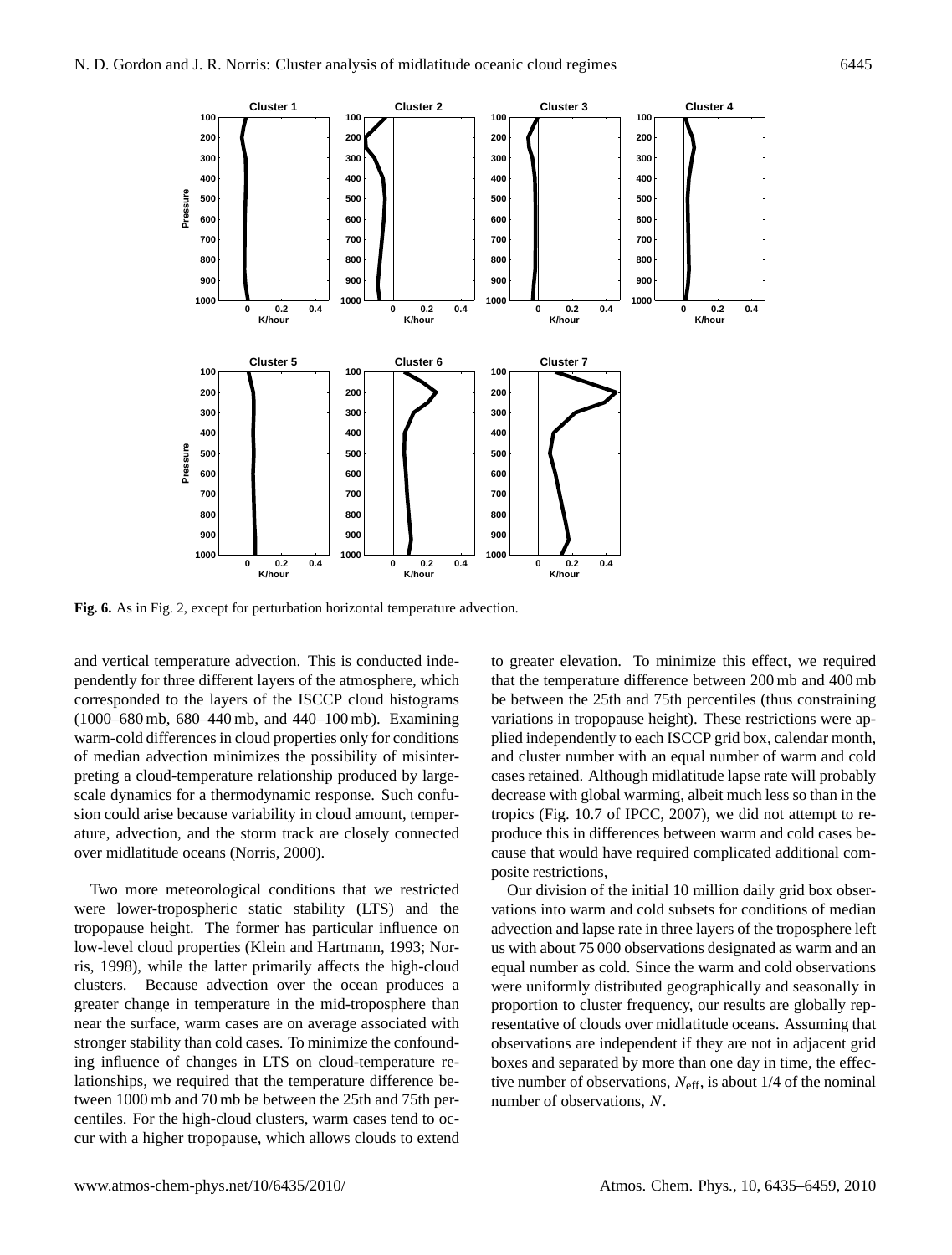**Fig. 6.** As in Fig. 2, except for perturbation horizontal temperature advection.

and vertical temperature advection. This is conducted independently for three different layers of the atmosphere, which corresponded to the layers of the ISCCP cloud histograms (1000–680 mb, 680–440 mb, and 440–100 mb). Examining warm-cold differences in cloud properties only for conditions of median advection minimizes the possibility of misinterpreting a cloud-temperature relationship produced by large-scale dynamics for a thermodynamic response. Such confusion could arise because variability in cloud amount, temperature, advection, and the storm track are closely connected over midlatitude oceans (Norris, 2000).

Two more meteorological conditions that we restricted were lower-tropospheric static stability (LTS) and the tropopause height. The former has particular influence on low-level cloud properties (Klein and Hartmann, 1993; Norris, 1998), while the latter primarily affects the high-cloud clusters. Because advection over the ocean produces a greater change in temperature in the mid-troposphere than near the surface, warm cases are on average associated with stronger stability than cold cases. To minimize the confounding influence of changes in LTS on cloud-temperature relationships, we required that the temperature difference between 1000 mb and 70 mb be between the 25th and 75th percentiles. For the high-cloud clusters, warm cases tend to occur with a higher tropopause, which allows clouds to extend to greater elevation. To minimize this effect, we required that the temperature difference between 200 mb and 400 mb be between the 25th and 75th percentiles (thus constraining variations in tropopause height). These restrictions were applied independently to each ISCCP grid box, calendar month, and cluster number with an equal number of warm and cold cases retained. Although midlatitude lapse rate will probably decrease with global warming, albeit much less so than in the tropics (Fig. 10.7 of IPCC, 2007), we did not attempt to reproduce this in differences between warm and cold cases because that would have required complicated additional composite restrictions,

Our division of the initial 10 million daily grid box observations into warm and cold subsets for conditions of median advection and lapse rate in three layers of the troposphere left us with about 75 000 observations designated as warm and an equal number as cold. Since the warm and cold observations were uniformly distributed geographically and seasonally in proportion to cluster frequency, our results are globally representative of clouds over midlatitude oceans. Assuming that observations are independent if they are not in adjacent grid boxes and separated by more than one day in time, the effective number of observations, $N_{\mathrm{eff}}$, is about 1/4 of the nominal number of observations, $N$.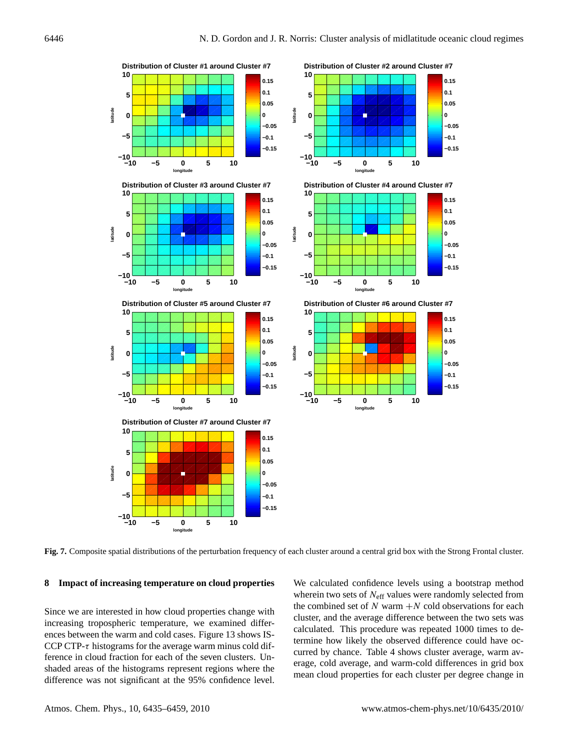**Fig. 7.** Composite spatial distributions of the perturbation frequency of each cluster around a central grid box with the Strong Frontal cluster.

## 8 Impact of increasing temperature on cloud properties

Since we are interested in how cloud properties change with increasing tropospheric temperature, we examined differences between the warm and cold cases. Figure 13 shows ISCCP CTP-$\tau$ histograms for the average warm minus cold difference in cloud fraction for each of the seven clusters. Unshaded areas of the histograms represent regions where the difference was not significant at the 95% confidence level. We calculated confidence levels using a bootstrap method wherein two sets of $N_{\text{eff}}$ values were randomly selected from the combined set of $N$ warm $+N$ cold observations for each cluster, and the average difference between the two sets was calculated. This procedure was repeated 1000 times to determine how likely the observed difference could have occurred by chance. Table 4 shows cluster average, warm average, cold average, and warm-cold differences in grid box mean cloud properties for each cluster per degree change in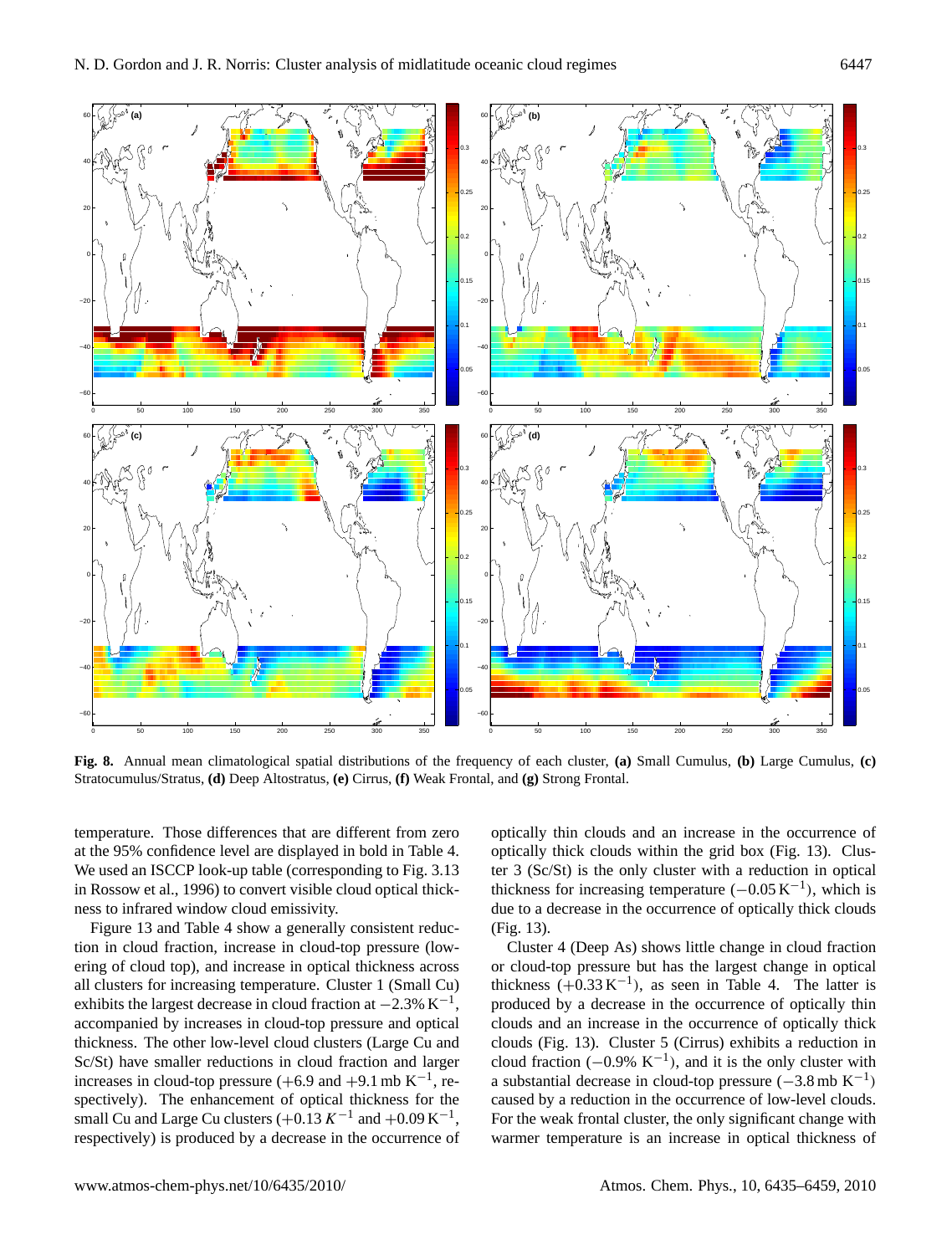**Fig. 8.** Annual mean climatological spatial distributions of the frequency of each cluster, **(a)** Small Cumulus, **(b)** Large Cumulus, **(c)** Stratocumulus/Stratus, **(d)** Deep Altostratus, **(e)** Cirrus, **(f)** Weak Frontal, and **(g)** Strong Frontal.

temperature. Those differences that are different from zero at the 95% confidence level are displayed in bold in Table 4. We used an ISCCP look-up table (corresponding to Fig. 3.13 in Rossow et al., 1996) to convert visible cloud optical thickness to infrared window cloud emissivity.

Figure 13 and Table 4 show a generally consistent reduction in cloud fraction, increase in cloud-top pressure (lowering of cloud top), and increase in optical thickness across all clusters for increasing temperature. Cluster 1 (Small Cu) exhibits the largest decrease in cloud fraction at $-2.3\%\,\mathrm{K}^{-1}$, accompanied by increases in cloud-top pressure and optical thickness. The other low-level cloud clusters (Large Cu and Sc/St) have smaller reductions in cloud fraction and larger increases in cloud-top pressure ($+6.9$ and $+9.1\,\mathrm{mb\,K}^{-1}$, respectively). The enhancement of optical thickness for the small Cu and Large Cu clusters ($+0.13\,K^{-1}$ and $+0.09\,\mathrm{K}^{-1}$, respectively) is produced by a decrease in the occurrence of optically thin clouds and an increase in the occurrence of optically thick clouds within the grid box (Fig. 13). Cluster 3 (Sc/St) is the only cluster with a reduction in optical thickness for increasing temperature ($-0.05\,\mathrm{K}^{-1}$), which is due to a decrease in the occurrence of optically thick clouds (Fig. 13).

Cluster 4 (Deep As) shows little change in cloud fraction or cloud-top pressure but has the largest change in optical thickness ($+0.33\,\mathrm{K}^{-1}$), as seen in Table 4. The latter is produced by a decrease in the occurrence of optically thin clouds and an increase in the occurrence of optically thick clouds (Fig. 13). Cluster 5 (Cirrus) exhibits a reduction in cloud fraction ($-0.9\%\ \mathrm{K}^{-1}$), and it is the only cluster with a substantial decrease in cloud-top pressure ($-3.8\,\mathrm{mb\ K}^{-1}$) caused by a reduction in the occurrence of low-level clouds. For the weak frontal cluster, the only significant change with warmer temperature is an increase in optical thickness of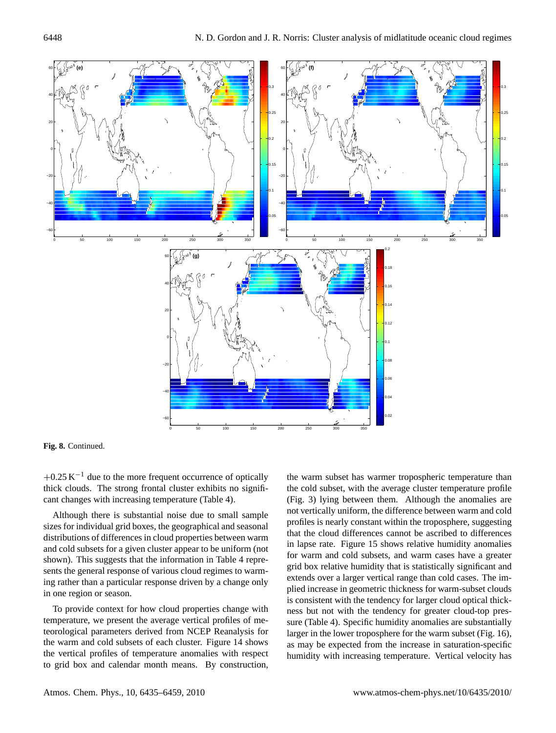**Fig. 8.** Continued.

$+0.25\,K^{-1}$ due to the more frequent occurrence of optically thick clouds. The strong frontal cluster exhibits no significant changes with increasing temperature (Table 4).

Although there is substantial noise due to small sample sizes for individual grid boxes, the geographical and seasonal distributions of differences in cloud properties between warm and cold subsets for a given cluster appear to be uniform (not shown). This suggests that the information in Table 4 represents the general response of various cloud regimes to warming rather than a particular response driven by a change only in one region or season.

To provide context for how cloud properties change with temperature, we present the average vertical profiles of meteorological parameters derived from NCEP Reanalysis for the warm and cold subsets of each cluster. Figure 14 shows the vertical profiles of temperature anomalies with respect to grid box and calendar month means. By construction, the warm subset has warmer tropospheric temperature than the cold subset, with the average cluster temperature profile (Fig. 3) lying between them. Although the anomalies are not vertically uniform, the difference between warm and cold profiles is nearly constant within the troposphere, suggesting that the cloud differences cannot be ascribed to differences in lapse rate. Figure 15 shows relative humidity anomalies for warm and cold subsets, and warm cases have a greater grid box relative humidity that is statistically significant and extends over a larger vertical range than cold cases. The implied increase in geometric thickness for warm-subset clouds is consistent with the tendency for larger cloud optical thickness but not with the tendency for greater cloud-top pressure (Table 4). Specific humidity anomalies are substantially larger in the lower troposphere for the warm subset (Fig. 16), as may be expected from the increase in saturation-specific humidity with increasing temperature. Vertical velocity has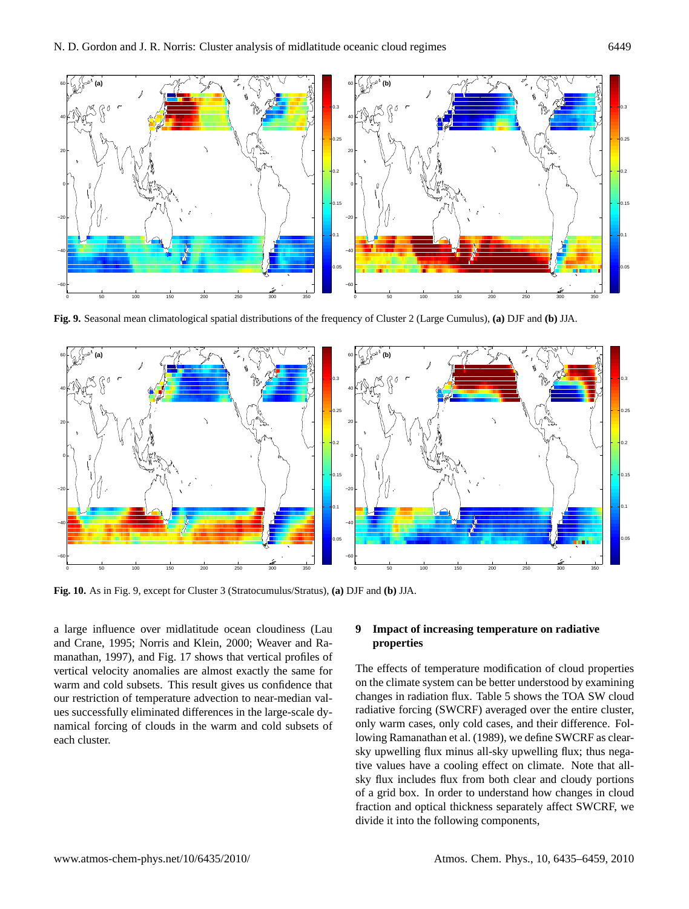**Fig. 9.** Seasonal mean climatological spatial distributions of the frequency of Cluster 2 (Large Cumulus), **(a)** DJF and **(b)** JJA.

**Fig. 10.** As in Fig. 9, except for Cluster 3 (Stratocumulus/Stratus), **(a)** DJF and **(b)** JJA.

a large influence over midlatitude ocean cloudiness (Lau and Crane, 1995; Norris and Klein, 2000; Weaver and Ramanathan, 1997), and Fig. 17 shows that vertical profiles of vertical velocity anomalies are almost exactly the same for warm and cold subsets. This result gives us confidence that our restriction of temperature advection to near-median values successfully eliminated differences in the large-scale dynamical forcing of clouds in the warm and cold subsets of each cluster.

## 9 Impact of increasing temperature on radiative properties

The effects of temperature modification of cloud properties on the climate system can be better understood by examining changes in radiation flux. Table 5 shows the TOA SW cloud radiative forcing (SWCRF) averaged over the entire cluster, only warm cases, only cold cases, and their difference. Following Ramanathan et al. (1989), we define SWCRF as clear-sky upwelling flux minus all-sky upwelling flux; thus negative values have a cooling effect on climate. Note that all-sky flux includes flux from both clear and cloudy portions of a grid box. In order to understand how changes in cloud fraction and optical thickness separately affect SWCRF, we divide it into the following components,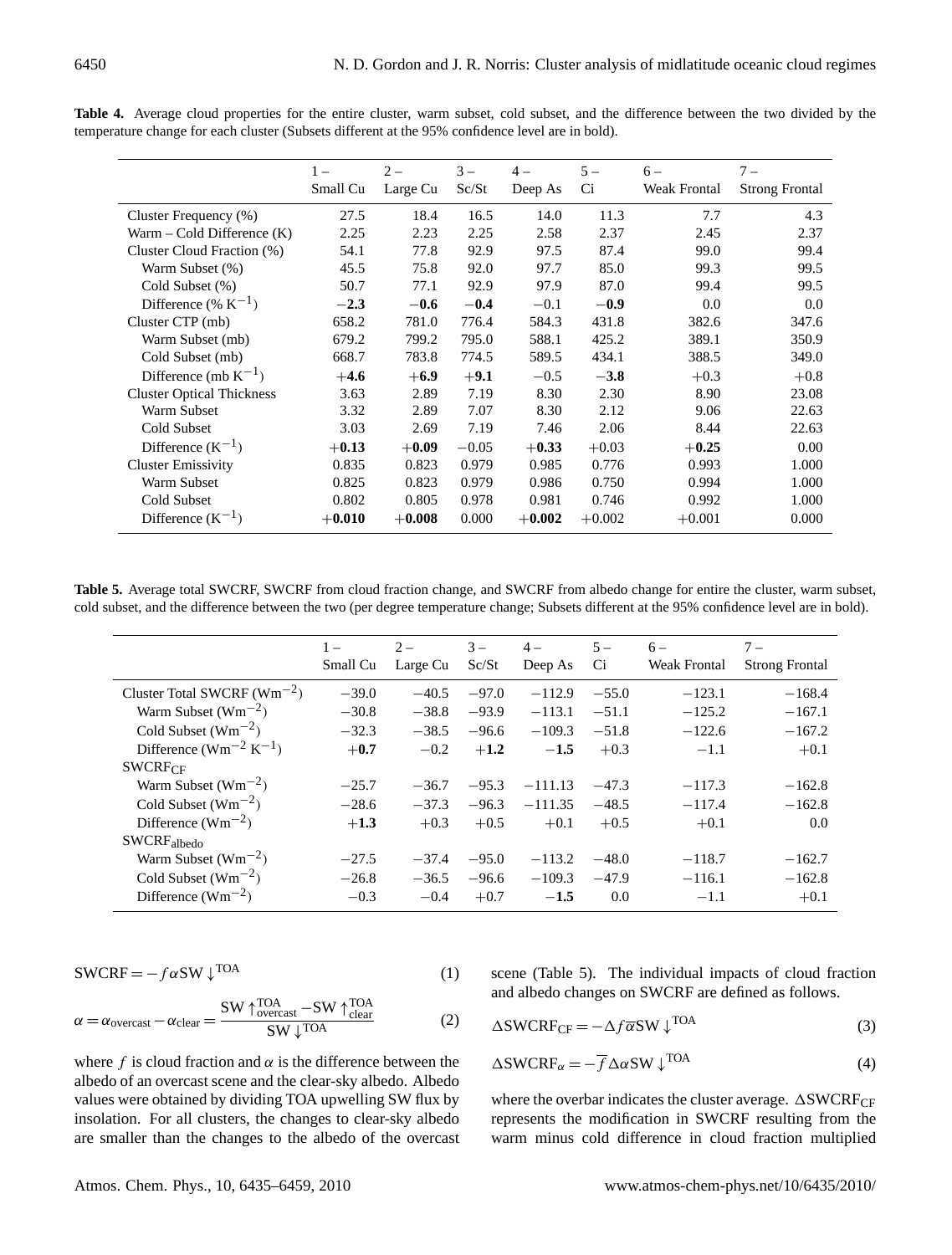**Table 4.** Average cloud properties for the entire cluster, warm subset, cold subset, and the difference between the two divided by the temperature change for each cluster (Subsets different at the 95% confidence level are in bold).

| | 1 – Small Cu | 2 – Large Cu | 3 – Sc/St | 4 – Deep As | 5 – Ci | 6 – Weak Frontal | 7 – Strong Frontal |
|---|---|---|---|---|---|---|---|
| Cluster Frequency (%) | 27.5 | 18.4 | 16.5 | 14.0 | 11.3 | 7.7 | 4.3 |
| Warm – Cold Difference (K) | 2.25 | 2.23 | 2.25 | 2.58 | 2.37 | 2.45 | 2.37 |
| Cluster Cloud Fraction (%) | 54.1 | 77.8 | 92.9 | 97.5 | 87.4 | 99.0 | 99.4 |
| Warm Subset (%) | 45.5 | 75.8 | 92.0 | 97.7 | 85.0 | 99.3 | 99.5 |
| Cold Subset (%) | 50.7 | 77.1 | 92.9 | 97.9 | 87.0 | 99.4 | 99.5 |
| Difference (% $K^{-1}$) | **−2.3** | **−0.6** | **−0.4** | −0.1 | **−0.9** | 0.0 | 0.0 |
| Cluster CTP (mb) | 658.2 | 781.0 | 776.4 | 584.3 | 431.8 | 382.6 | 347.6 |
| Warm Subset (mb) | 679.2 | 799.2 | 795.0 | 588.1 | 425.2 | 389.1 | 350.9 |
| Cold Subset (mb) | 668.7 | 783.8 | 774.5 | 589.5 | 434.1 | 388.5 | 349.0 |
| Difference (mb $K^{-1}$) | **+4.6** | **+6.9** | **+9.1** | −0.5 | **−3.8** | +0.3 | +0.8 |
| Cluster Optical Thickness | 3.63 | 2.89 | 7.19 | 8.30 | 2.30 | 8.90 | 23.08 |
| Warm Subset | 3.32 | 2.89 | 7.07 | 8.30 | 2.12 | 9.06 | 22.63 |
| Cold Subset | 3.03 | 2.69 | 7.19 | 7.46 | 2.06 | 8.44 | 22.63 |
| Difference ($K^{-1}$) | **+0.13** | **+0.09** | −0.05 | **+0.33** | +0.03 | **+0.25** | 0.00 |
| Cluster Emissivity | 0.835 | 0.823 | 0.979 | 0.985 | 0.776 | 0.993 | 1.000 |
| Warm Subset | 0.825 | 0.823 | 0.979 | 0.986 | 0.750 | 0.994 | 1.000 |
| Cold Subset | 0.802 | 0.805 | 0.978 | 0.981 | 0.746 | 0.992 | 1.000 |
| Difference ($K^{-1}$) | **+0.010** | **+0.008** | 0.000 | **+0.002** | +0.002 | +0.001 | 0.000 |

**Table 5.** Average total SWCRF, SWCRF from cloud fraction change, and SWCRF from albedo change for entire the cluster, warm subset, cold subset, and the difference between the two (per degree temperature change; Subsets different at the 95% confidence level are in bold).

| | 1 – Small Cu | 2 – Large Cu | 3 – Sc/St | 4 – Deep As | 5 – Ci | 6 – Weak Frontal | 7 – Strong Frontal |
|---|---|---|---|---|---|---|---|
| Cluster Total SWCRF ($Wm^{-2}$) | −39.0 | −40.5 | −97.0 | −112.9 | −55.0 | −123.1 | −168.4 |
| Warm Subset ($Wm^{-2}$) | −30.8 | −38.8 | −93.9 | −113.1 | −51.1 | −125.2 | −167.1 |
| Cold Subset ($Wm^{-2}$) | −32.3 | −38.5 | −96.6 | −109.3 | −51.8 | −122.6 | −167.2 |
| Difference ($Wm^{-2}$ $K^{-1}$) | **+0.7** | −0.2 | **+1.2** | **−1.5** | +0.3 | −1.1 | +0.1 |
| $SWCRF_{CF}$ | | | | | | | |
| Warm Subset ($Wm^{-2}$) | −25.7 | −36.7 | −95.3 | −111.13 | −47.3 | −117.3 | −162.8 |
| Cold Subset ($Wm^{-2}$) | −28.6 | −37.3 | −96.3 | −111.35 | −48.5 | −117.4 | −162.8 |
| Difference ($Wm^{-2}$) | **+1.3** | +0.3 | +0.5 | +0.1 | +0.5 | +0.1 | 0.0 |
| $SWCRF_{albedo}$ | | | | | | | |
| Warm Subset ($Wm^{-2}$) | −27.5 | −37.4 | −95.0 | −113.2 | −48.0 | −118.7 | −162.7 |
| Cold Subset ($Wm^{-2}$) | −26.8 | −36.5 | −96.6 | −109.3 | −47.9 | −116.1 | −162.8 |
| Difference ($Wm^{-2}$) | −0.3 | −0.4 | +0.7 | **−1.5** | 0.0 | −1.1 | +0.1 |

$$\mathrm{SWCRF} = -f\alpha \mathrm{SW}\downarrow^{\mathrm{TOA}} \tag{1}$$

$$\alpha = \alpha_{\mathrm{overcast}} - \alpha_{\mathrm{clear}} = \frac{\mathrm{SW}\uparrow^{\mathrm{TOA}}_{\mathrm{overcast}} - \mathrm{SW}\uparrow^{\mathrm{TOA}}_{\mathrm{clear}}}{\mathrm{SW}\downarrow^{\mathrm{TOA}}} \tag{2}$$

where $f$ is cloud fraction and $\alpha$ is the difference between the albedo of an overcast scene and the clear-sky albedo. Albedo values were obtained by dividing TOA upwelling SW flux by insolation. For all clusters, the changes to clear-sky albedo are smaller than the changes to the albedo of the overcast scene (Table 5). The individual impacts of cloud fraction and albedo changes on SWCRF are defined as follows.

$$\Delta \mathrm{SWCRF}_{\mathrm{CF}} = -\Delta f \overline{\alpha} \mathrm{SW}\downarrow^{\mathrm{TOA}} \tag{3}$$

$$\Delta \mathrm{SWCRF}_{\alpha} = -\overline{f} \Delta\alpha \mathrm{SW}\downarrow^{\mathrm{TOA}} \tag{4}$$

where the overbar indicates the cluster average. $\Delta \mathrm{SWCRF}_{\mathrm{CF}}$ represents the modification in SWCRF resulting from the warm minus cold difference in cloud fraction multiplied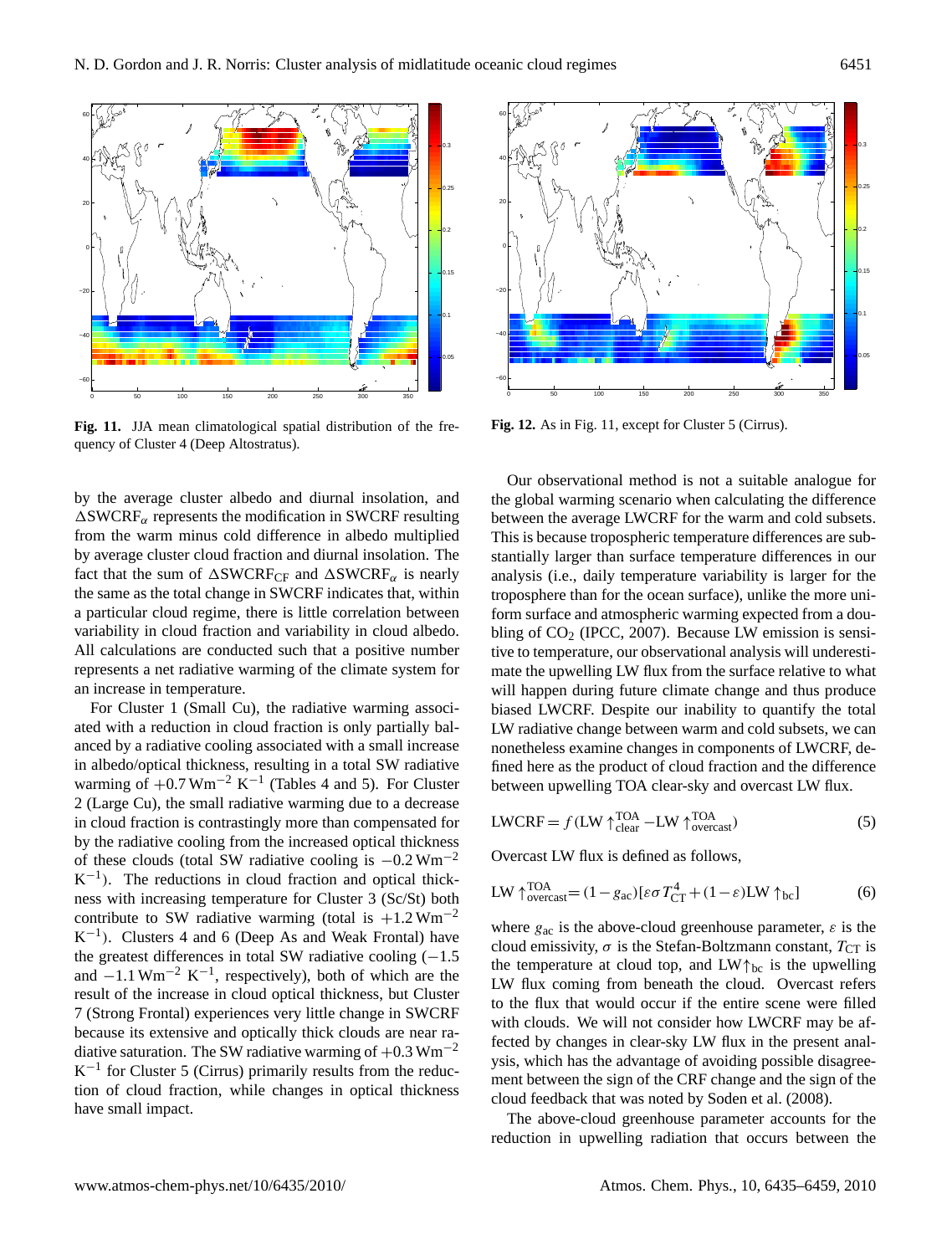**Fig. 11.** JJA mean climatological spatial distribution of the frequency of Cluster 4 (Deep Altostratus).

**Fig. 12.** As in Fig. 11, except for Cluster 5 (Cirrus).

by the average cluster albedo and diurnal insolation, and $\Delta\text{SWCRF}_\alpha$ represents the modification in SWCRF resulting from the warm minus cold difference in albedo multiplied by average cluster cloud fraction and diurnal insolation. The fact that the sum of $\Delta\text{SWCRF}_{\text{CF}}$ and $\Delta\text{SWCRF}_\alpha$ is nearly the same as the total change in SWCRF indicates that, within a particular cloud regime, there is little correlation between variability in cloud fraction and variability in cloud albedo. All calculations are conducted such that a positive number represents a net radiative warming of the climate system for an increase in temperature.

For Cluster 1 (Small Cu), the radiative warming associated with a reduction in cloud fraction is only partially balanced by a radiative cooling associated with a small increase in albedo/optical thickness, resulting in a total SW radiative warming of $+0.7\,\text{Wm}^{-2}\,\text{K}^{-1}$ (Tables 4 and 5). For Cluster 2 (Large Cu), the small radiative warming due to a decrease in cloud fraction is contrastingly more than compensated for by the radiative cooling from the increased optical thickness of these clouds (total SW radiative cooling is $-0.2\,\text{Wm}^{-2}\,\text{K}^{-1}$). The reductions in cloud fraction and optical thickness with increasing temperature for Cluster 3 (Sc/St) both contribute to SW radiative warming (total is $+1.2\,\text{Wm}^{-2}\,\text{K}^{-1}$). Clusters 4 and 6 (Deep As and Weak Frontal) have the greatest differences in total SW radiative cooling ($-1.5$ and $-1.1\,\text{Wm}^{-2}\,\text{K}^{-1}$, respectively), both of which are the result of the increase in cloud optical thickness, but Cluster 7 (Strong Frontal) experiences very little change in SWCRF because its extensive and optically thick clouds are near radiative saturation. The SW radiative warming of $+0.3\,\text{Wm}^{-2}\,\text{K}^{-1}$ for Cluster 5 (Cirrus) primarily results from the reduction of cloud fraction, while changes in optical thickness have small impact.

Our observational method is not a suitable analogue for the global warming scenario when calculating the difference between the average LWCRF for the warm and cold subsets. This is because tropospheric temperature differences are substantially larger than surface temperature differences in our analysis (i.e., daily temperature variability is larger for the troposphere than for the ocean surface), unlike the more uniform surface and atmospheric warming expected from a doubling of $CO_2$ (IPCC, 2007). Because LW emission is sensitive to temperature, our observational analysis will underestimate the upwelling LW flux from the surface relative to what will happen during future climate change and thus produce biased LWCRF. Despite our inability to quantify the total LW radiative change between warm and cold subsets, we can nonetheless examine changes in components of LWCRF, defined here as the product of cloud fraction and the difference between upwelling TOA clear-sky and overcast LW flux.

$$\text{LWCRF} = f(\text{LW}\uparrow^{\text{TOA}}_{\text{clear}} - \text{LW}\uparrow^{\text{TOA}}_{\text{overcast}}) \tag{5}$$

Overcast LW flux is defined as follows,

$$\text{LW}\uparrow^{\text{TOA}}_{\text{overcast}} = (1 - g_{\text{ac}})[\varepsilon\sigma T^4_{\text{CT}} + (1-\varepsilon)\text{LW}\uparrow_{\text{bc}}] \tag{6}$$

where $g_{\text{ac}}$ is the above-cloud greenhouse parameter, $\varepsilon$ is the cloud emissivity, $\sigma$ is the Stefan-Boltzmann constant, $T_{\text{CT}}$ is the temperature at cloud top, and $\text{LW}\uparrow_{\text{bc}}$ is the upwelling LW flux coming from beneath the cloud. Overcast refers to the flux that would occur if the entire scene were filled with clouds. We will not consider how LWCRF may be affected by changes in clear-sky LW flux in the present analysis, which has the advantage of avoiding possible disagreement between the sign of the CRF change and the sign of the cloud feedback that was noted by Soden et al. (2008).

The above-cloud greenhouse parameter accounts for the reduction in upwelling radiation that occurs between the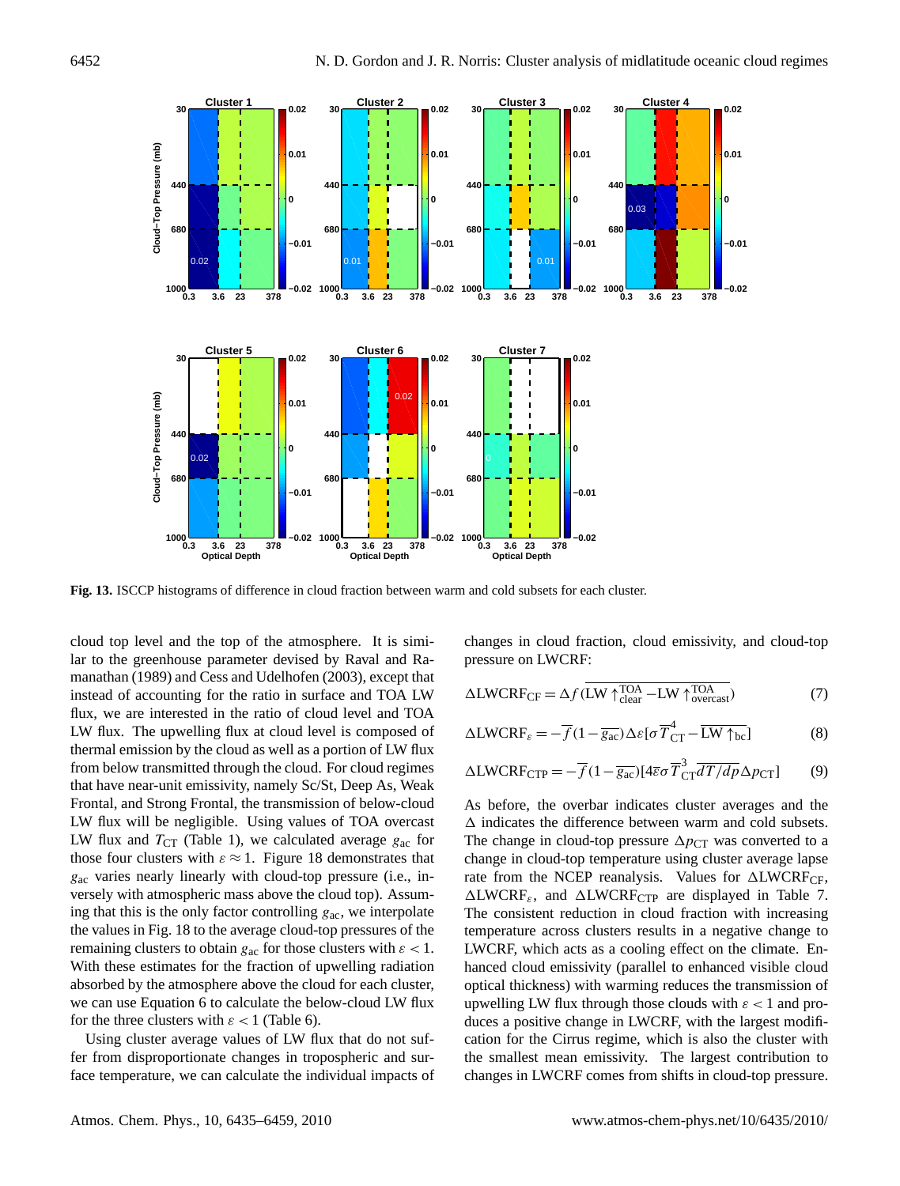**Fig. 13.** ISCCP histograms of difference in cloud fraction between warm and cold subsets for each cluster.

cloud top level and the top of the atmosphere. It is similar to the greenhouse parameter devised by Raval and Ramanathan (1989) and Cess and Udelhofen (2003), except that instead of accounting for the ratio in surface and TOA LW flux, we are interested in the ratio of cloud level and TOA LW flux. The upwelling flux at cloud level is composed of thermal emission by the cloud as well as a portion of LW flux from below transmitted through the cloud. For cloud regimes that have near-unit emissivity, namely Sc/St, Deep As, Weak Frontal, and Strong Frontal, the transmission of below-cloud LW flux will be negligible. Using values of TOA overcast LW flux and $T_{\mathrm{CT}}$ (Table 1), we calculated average $g_{\mathrm{ac}}$ for those four clusters with $\varepsilon \approx 1$. Figure 18 demonstrates that $g_{\mathrm{ac}}$ varies nearly linearly with cloud-top pressure (i.e., inversely with atmospheric mass above the cloud top). Assuming that this is the only factor controlling $g_{\mathrm{ac}}$, we interpolate the values in Fig. 18 to the average cloud-top pressures of the remaining clusters to obtain $g_{\mathrm{ac}}$ for those clusters with $\varepsilon < 1$. With these estimates for the fraction of upwelling radiation absorbed by the atmosphere above the cloud for each cluster, we can use Equation 6 to calculate the below-cloud LW flux for the three clusters with $\varepsilon < 1$ (Table 6).

Using cluster average values of LW flux that do not suffer from disproportionate changes in tropospheric and surface temperature, we can calculate the individual impacts of changes in cloud fraction, cloud emissivity, and cloud-top pressure on LWCRF:

$$\Delta \mathrm{LWCRF}_{\mathrm{CF}} = \Delta f\,(\overline{\mathrm{LW}\uparrow^{\mathrm{TOA}}_{\mathrm{clear}} - \mathrm{LW}\uparrow^{\mathrm{TOA}}_{\mathrm{overcast}}}) \tag{7}$$

$$\Delta \mathrm{LWCRF}_{\varepsilon} = -\overline{f}(1-\overline{g_{\mathrm{ac}}})\Delta\varepsilon[\sigma \overline{T}^{4}_{\mathrm{CT}} - \overline{\mathrm{LW}\uparrow_{\mathrm{bc}}}] \tag{8}$$

$$\Delta \mathrm{LWCRF}_{\mathrm{CTP}} = -\overline{f}(1-\overline{g_{\mathrm{ac}}})[4\overline{\varepsilon}\sigma \overline{T}^{3}_{\mathrm{CT}}\overline{dT/dp}\Delta p_{\mathrm{CT}}] \tag{9}$$

As before, the overbar indicates cluster averages and the $\Delta$ indicates the difference between warm and cold subsets. The change in cloud-top pressure $\Delta p_{\mathrm{CT}}$ was converted to a change in cloud-top temperature using cluster average lapse rate from the NCEP reanalysis. Values for $\Delta\mathrm{LWCRF}_{\mathrm{CF}}$, $\Delta\mathrm{LWCRF}_{\varepsilon}$, and $\Delta\mathrm{LWCRF}_{\mathrm{CTP}}$ are displayed in Table 7. The consistent reduction in cloud fraction with increasing temperature across clusters results in a negative change to LWCRF, which acts as a cooling effect on the climate. Enhanced cloud emissivity (parallel to enhanced visible cloud optical thickness) with warming reduces the transmission of upwelling LW flux through those clouds with $\varepsilon < 1$ and produces a positive change in LWCRF, with the largest modification for the Cirrus regime, which is also the cluster with the smallest mean emissivity. The largest contribution to changes in LWCRF comes from shifts in cloud-top pressure.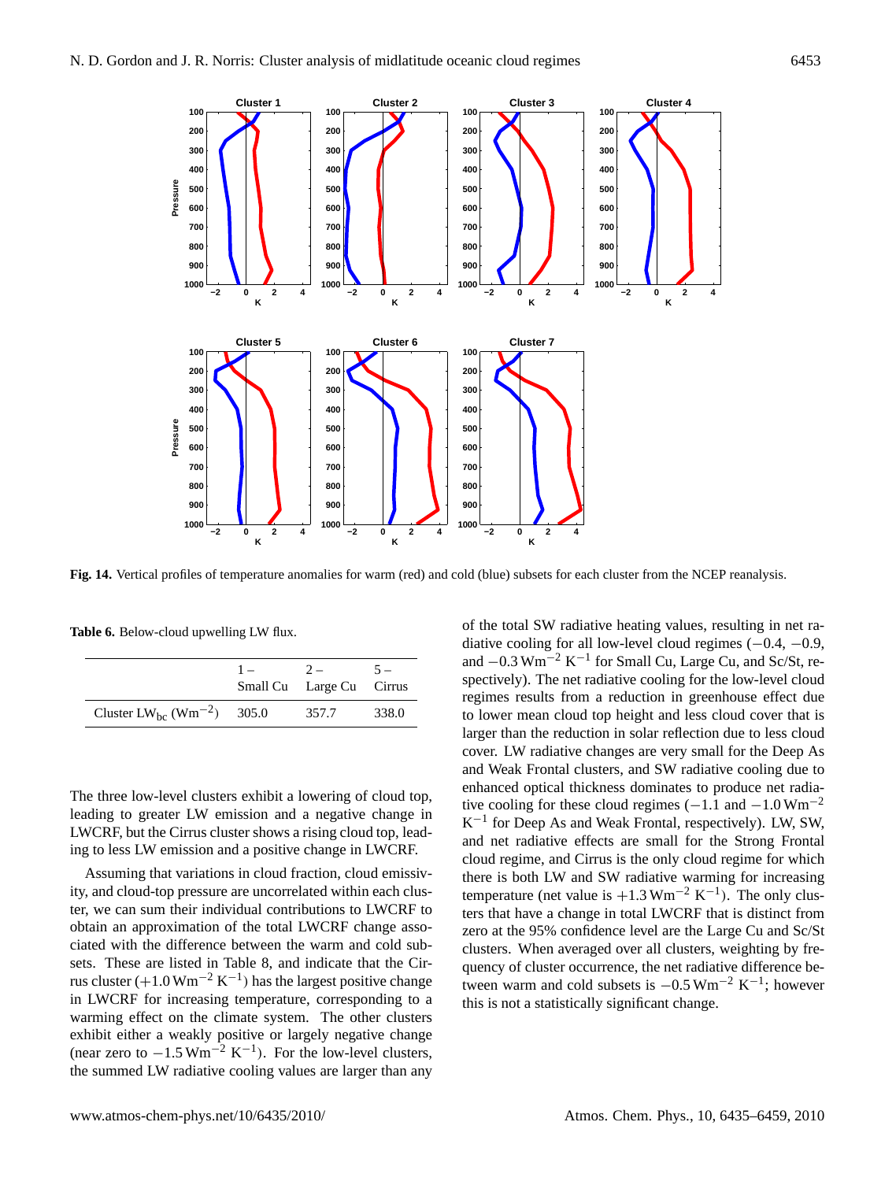**Fig. 14.** Vertical profiles of temperature anomalies for warm (red) and cold (blue) subsets for each cluster from the NCEP reanalysis.

**Table 6.** Below-cloud upwelling LW flux.

| | 1 – Small Cu | 2 – Large Cu | 5 – Cirrus |
|---|---|---|---|
| Cluster $LW_{bc}$ ($Wm^{-2}$) | 305.0 | 357.7 | 338.0 |

The three low-level clusters exhibit a lowering of cloud top, leading to greater LW emission and a negative change in LWCRF, but the Cirrus cluster shows a rising cloud top, leading to less LW emission and a positive change in LWCRF.

Assuming that variations in cloud fraction, cloud emissivity, and cloud-top pressure are uncorrelated within each cluster, we can sum their individual contributions to LWCRF to obtain an approximation of the total LWCRF change associated with the difference between the warm and cold subsets. These are listed in Table 8, and indicate that the Cirrus cluster ($+1.0\,Wm^{-2}\,K^{-1}$) has the largest positive change in LWCRF for increasing temperature, corresponding to a warming effect on the climate system. The other clusters exhibit either a weakly positive or largely negative change (near zero to $-1.5\,Wm^{-2}\,K^{-1}$). For the low-level clusters, the summed LW radiative cooling values are larger than any of the total SW radiative heating values, resulting in net radiative cooling for all low-level cloud regimes ($-0.4$, $-0.9$, and $-0.3\,Wm^{-2}\,K^{-1}$ for Small Cu, Large Cu, and Sc/St, respectively). The net radiative cooling for the low-level cloud regimes results from a reduction in greenhouse effect due to lower mean cloud top height and less cloud cover that is larger than the reduction in solar reflection due to less cloud cover. LW radiative changes are very small for the Deep As and Weak Frontal clusters, and SW radiative cooling due to enhanced optical thickness dominates to produce net radiative cooling for these cloud regimes ($-1.1$ and $-1.0\,Wm^{-2}\,K^{-1}$ for Deep As and Weak Frontal, respectively). LW, SW, and net radiative effects are small for the Strong Frontal cloud regime, and Cirrus is the only cloud regime for which there is both LW and SW radiative warming for increasing temperature (net value is $+1.3\,Wm^{-2}\,K^{-1}$). The only clusters that have a change in total LWCRF that is distinct from zero at the 95% confidence level are the Large Cu and Sc/St clusters. When averaged over all clusters, weighting by frequency of cluster occurrence, the net radiative difference between warm and cold subsets is $-0.5\,Wm^{-2}\,K^{-1}$; however this is not a statistically significant change.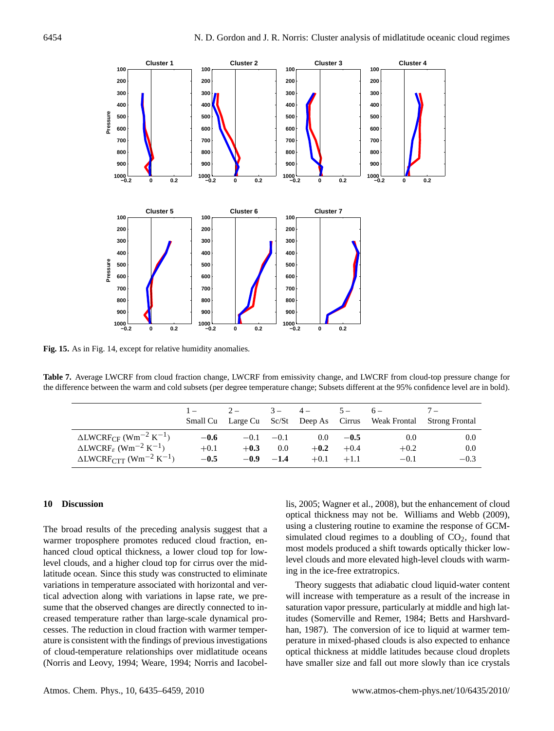**Fig. 15.** As in Fig. 14, except for relative humidity anomalies.

**Table 7.** Average LWCRF from cloud fraction change, LWCRF from emissivity change, and LWCRF from cloud-top pressure change for the difference between the warm and cold subsets (per degree temperature change; Subsets different at the 95% confidence level are in bold).

| | 1 – Small Cu | 2 – Large Cu | 3 – Sc/St | 4 – Deep As | 5 – Cirrus | 6 – Weak Frontal | 7 – Strong Frontal |
|---|---|---|---|---|---|---|---|
| $\Delta\text{LWCRF}_{\text{CF}}$ ($\text{Wm}^{-2}\,\text{K}^{-1}$) | **−0.6** | −0.1 | −0.1 | 0.0 | **−0.5** | 0.0 | 0.0 |
| $\Delta\text{LWCRF}_{\varepsilon}$ ($\text{Wm}^{-2}\,\text{K}^{-1}$) | +0.1 | **+0.3** | 0.0 | **+0.2** | +0.4 | +0.2 | 0.0 |
| $\Delta\text{LWCRF}_{\text{CTT}}$ ($\text{Wm}^{-2}\,\text{K}^{-1}$) | **−0.5** | **−0.9** | **−1.4** | +0.1 | +1.1 | −0.1 | −0.3 |

## 10 Discussion

The broad results of the preceding analysis suggest that a warmer troposphere promotes reduced cloud fraction, enhanced cloud optical thickness, a lower cloud top for low-level clouds, and a higher cloud top for cirrus over the midlatitude ocean. Since this study was constructed to eliminate variations in temperature associated with horizontal and vertical advection along with variations in lapse rate, we presume that the observed changes are directly connected to increased temperature rather than large-scale dynamical processes. The reduction in cloud fraction with warmer temperature is consistent with the findings of previous investigations of cloud-temperature relationships over midlatitude oceans (Norris and Leovy, 1994; Weare, 1994; Norris and Iacobellis, 2005; Wagner et al., 2008), but the enhancement of cloud optical thickness may not be. Williams and Webb (2009), using a clustering routine to examine the response of GCM-simulated cloud regimes to a doubling of $CO_2$, found that most models produced a shift towards optically thicker low-level clouds and more elevated high-level clouds with warming in the ice-free extratropics.

Theory suggests that adiabatic cloud liquid-water content will increase with temperature as a result of the increase in saturation vapor pressure, particularly at middle and high latitudes (Somerville and Remer, 1984; Betts and Harshvardhan, 1987). The conversion of ice to liquid at warmer temperature in mixed-phased clouds is also expected to enhance optical thickness at middle latitudes because cloud droplets have smaller size and fall out more slowly than ice crystals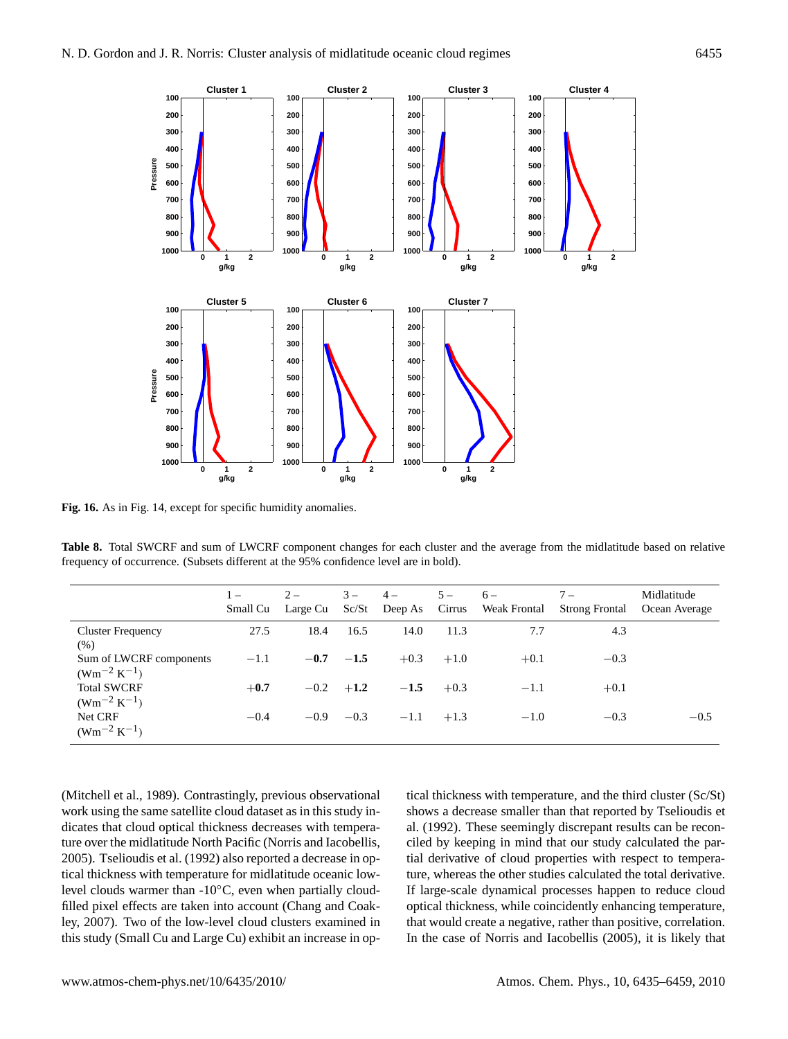**Fig. 16.** As in Fig. 14, except for specific humidity anomalies.

**Table 8.** Total SWCRF and sum of LWCRF component changes for each cluster and the average from the midlatitude based on relative frequency of occurrence. (Subsets different at the 95% confidence level are in bold).

| | 1 – Small Cu | 2 – Large Cu | 3 – Sc/St | 4 – Deep As | 5 – Cirrus | 6 – Weak Frontal | 7 – Strong Frontal | Midlatitude Ocean Average |
|---|---|---|---|---|---|---|---|---|
| Cluster Frequency (%) | 27.5 | 18.4 | 16.5 | 14.0 | 11.3 | 7.7 | 4.3 | |
| Sum of LWCRF components ($\mathrm{Wm^{-2}\,K^{-1}}$) | −1.1 | **−0.7** | **−1.5** | +0.3 | +1.0 | +0.1 | −0.3 | |
| Total SWCRF ($\mathrm{Wm^{-2}\,K^{-1}}$) | **+0.7** | −0.2 | **+1.2** | **−1.5** | +0.3 | −1.1 | +0.1 | |
| Net CRF ($\mathrm{Wm^{-2}\,K^{-1}}$) | −0.4 | −0.9 | −0.3 | −1.1 | +1.3 | −1.0 | −0.3 | −0.5 |

(Mitchell et al., 1989). Contrastingly, previous observational work using the same satellite cloud dataset as in this study indicates that cloud optical thickness decreases with temperature over the midlatitude North Pacific (Norris and Iacobellis, 2005). Tselioudis et al. (1992) also reported a decrease in optical thickness with temperature for midlatitude oceanic low-level clouds warmer than -10°C, even when partially cloud-filled pixel effects are taken into account (Chang and Coakley, 2007). Two of the low-level cloud clusters examined in this study (Small Cu and Large Cu) exhibit an increase in optical thickness with temperature, and the third cluster (Sc/St) shows a decrease smaller than that reported by Tselioudis et al. (1992). These seemingly discrepant results can be reconciled by keeping in mind that our study calculated the partial derivative of cloud properties with respect to temperature, whereas the other studies calculated the total derivative. If large-scale dynamical processes happen to reduce cloud optical thickness, while coincidently enhancing temperature, that would create a negative, rather than positive, correlation. In the case of Norris and Iacobellis (2005), it is likely that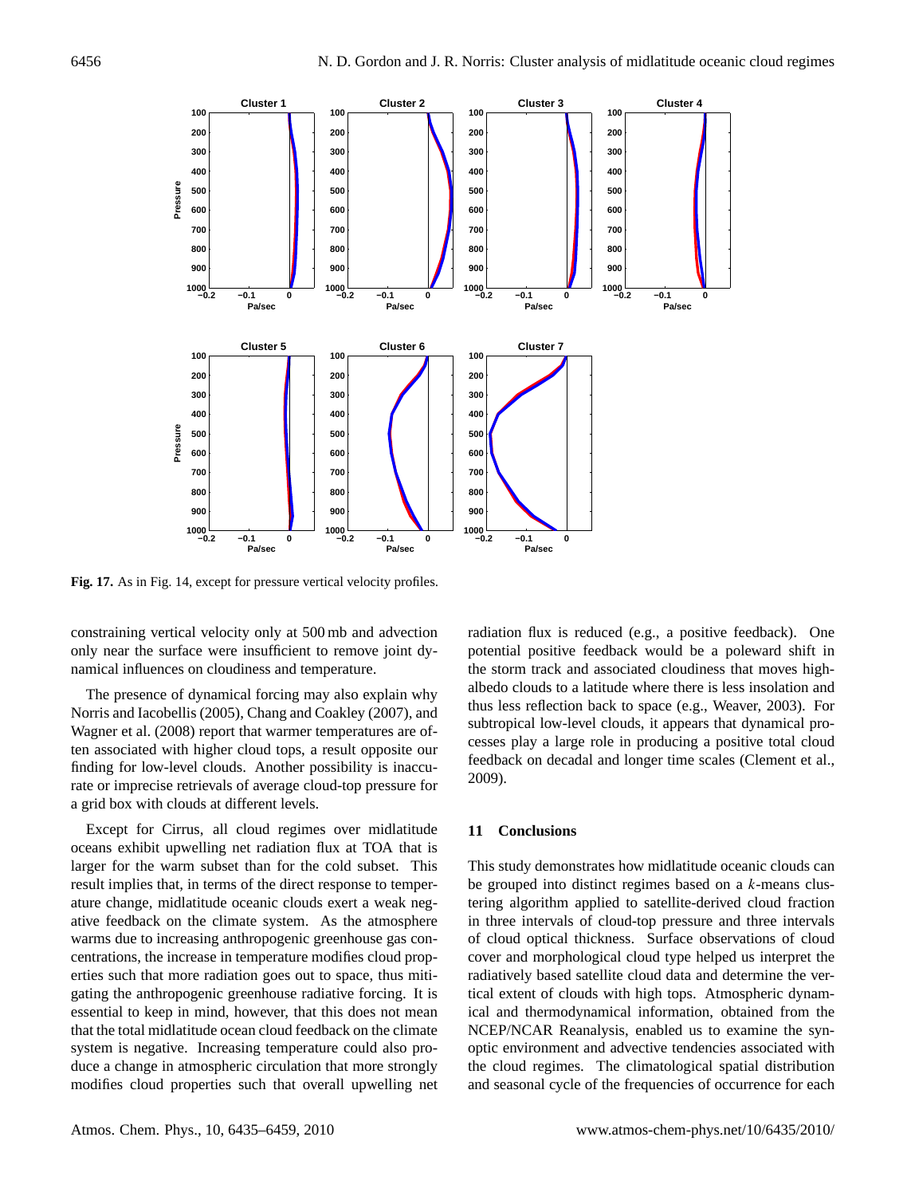Cluster 1
Cluster 2
Cluster 3
Cluster 4
Cluster 5
Cluster 6
Cluster 7
Pressure
Pa/sec
100 200 300 400 500 600 700 800 900 1000
−0.2 −0.1 0

**Fig. 17.** As in Fig. 14, except for pressure vertical velocity profiles.

constraining vertical velocity only at 500 mb and advection only near the surface were insufficient to remove joint dynamical influences on cloudiness and temperature.

The presence of dynamical forcing may also explain why Norris and Iacobellis (2005), Chang and Coakley (2007), and Wagner et al. (2008) report that warmer temperatures are often associated with higher cloud tops, a result opposite our finding for low-level clouds. Another possibility is inaccurate or imprecise retrievals of average cloud-top pressure for a grid box with clouds at different levels.

Except for Cirrus, all cloud regimes over midlatitude oceans exhibit upwelling net radiation flux at TOA that is larger for the warm subset than for the cold subset. This result implies that, in terms of the direct response to temperature change, midlatitude oceanic clouds exert a weak negative feedback on the climate system. As the atmosphere warms due to increasing anthropogenic greenhouse gas concentrations, the increase in temperature modifies cloud properties such that more radiation goes out to space, thus mitigating the anthropogenic greenhouse radiative forcing. It is essential to keep in mind, however, that this does not mean that the total midlatitude ocean cloud feedback on the climate system is negative. Increasing temperature could also produce a change in atmospheric circulation that more strongly modifies cloud properties such that overall upwelling net radiation flux is reduced (e.g., a positive feedback). One potential positive feedback would be a poleward shift in the storm track and associated cloudiness that moves high-albedo clouds to a latitude where there is less insolation and thus less reflection back to space (e.g., Weaver, 2003). For subtropical low-level clouds, it appears that dynamical processes play a large role in producing a positive total cloud feedback on decadal and longer time scales (Clement et al., 2009).

## 11 Conclusions

This study demonstrates how midlatitude oceanic clouds can be grouped into distinct regimes based on a $k$-means clustering algorithm applied to satellite-derived cloud fraction in three intervals of cloud-top pressure and three intervals of cloud optical thickness. Surface observations of cloud cover and morphological cloud type helped us interpret the radiatively based satellite cloud data and determine the vertical extent of clouds with high tops. Atmospheric dynamical and thermodynamical information, obtained from the NCEP/NCAR Reanalysis, enabled us to examine the synoptic environment and advective tendencies associated with the cloud regimes. The climatological spatial distribution and seasonal cycle of the frequencies of occurrence for each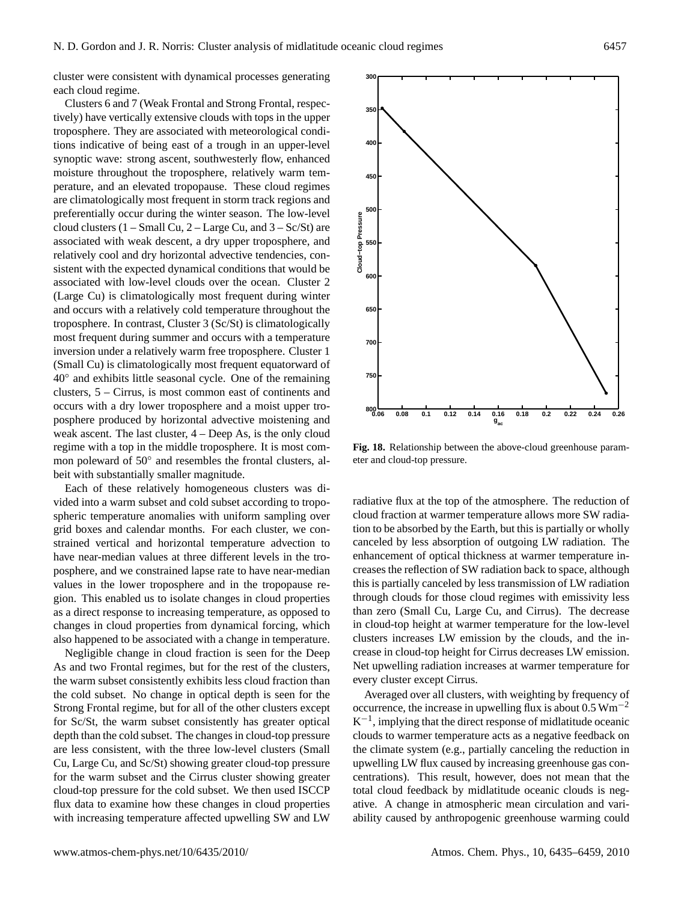cluster were consistent with dynamical processes generating each cloud regime.

Clusters 6 and 7 (Weak Frontal and Strong Frontal, respectively) have vertically extensive clouds with tops in the upper troposphere. They are associated with meteorological conditions indicative of being east of a trough in an upper-level synoptic wave: strong ascent, southwesterly flow, enhanced moisture throughout the troposphere, relatively warm temperature, and an elevated tropopause. These cloud regimes are climatologically most frequent in storm track regions and preferentially occur during the winter season. The low-level cloud clusters (1 – Small Cu, 2 – Large Cu, and 3 – Sc/St) are associated with weak descent, a dry upper troposphere, and relatively cool and dry horizontal advective tendencies, consistent with the expected dynamical conditions that would be associated with low-level clouds over the ocean. Cluster 2 (Large Cu) is climatologically most frequent during winter and occurs with a relatively cold temperature throughout the troposphere. In contrast, Cluster 3 (Sc/St) is climatologically most frequent during summer and occurs with a temperature inversion under a relatively warm free troposphere. Cluster 1 (Small Cu) is climatologically most frequent equatorward of 40° and exhibits little seasonal cycle. One of the remaining clusters, 5 – Cirrus, is most common east of continents and occurs with a dry lower troposphere and a moist upper troposphere produced by horizontal advective moistening and weak ascent. The last cluster, 4 – Deep As, is the only cloud regime with a top in the middle troposphere. It is most common poleward of 50° and resembles the frontal clusters, albeit with substantially smaller magnitude.

Each of these relatively homogeneous clusters was divided into a warm subset and cold subset according to tropospheric temperature anomalies with uniform sampling over grid boxes and calendar months. For each cluster, we constrained vertical and horizontal temperature advection to have near-median values at three different levels in the troposphere, and we constrained lapse rate to have near-median values in the lower troposphere and in the tropopause region. This enabled us to isolate changes in cloud properties as a direct response to increasing temperature, as opposed to changes in cloud properties from dynamical forcing, which also happened to be associated with a change in temperature.

Negligible change in cloud fraction is seen for the Deep As and two Frontal regimes, but for the rest of the clusters, the warm subset consistently exhibits less cloud fraction than the cold subset. No change in optical depth is seen for the Strong Frontal regime, but for all of the other clusters except for Sc/St, the warm subset consistently has greater optical depth than the cold subset. The changes in cloud-top pressure are less consistent, with the three low-level clusters (Small Cu, Large Cu, and Sc/St) showing greater cloud-top pressure for the warm subset and the Cirrus cluster showing greater cloud-top pressure for the cold subset. We then used ISCCP flux data to examine how these changes in cloud properties with increasing temperature affected upwelling SW and LW radiative flux at the top of the atmosphere. The reduction of cloud fraction at warmer temperature allows more SW radiation to be absorbed by the Earth, but this is partially or wholly canceled by less absorption of outgoing LW radiation. The enhancement of optical thickness at warmer temperature increases the reflection of SW radiation back to space, although this is partially canceled by less transmission of LW radiation through clouds for those cloud regimes with emissivity less than zero (Small Cu, Large Cu, and Cirrus). The decrease in cloud-top height at warmer temperature for the low-level clusters increases LW emission by the clouds, and the increase in cloud-top height for Cirrus decreases LW emission. Net upwelling radiation increases at warmer temperature for every cluster except Cirrus.

Averaged over all clusters, with weighting by frequency of occurrence, the increase in upwelling flux is about 0.5 $\mathrm{W\,m^{-2}\,K^{-1}}$, implying that the direct response of midlatitude oceanic clouds to warmer temperature acts as a negative feedback on the climate system (e.g., partially canceling the reduction in upwelling LW flux caused by increasing greenhouse gas concentrations). This result, however, does not mean that the total cloud feedback by midlatitude oceanic clouds is negative. A change in atmospheric mean circulation and variability caused by anthropogenic greenhouse warming could

Cloud-top Pressure
300
350
400
450
500
550
600
650
700
750
800
0.06 0.08 0.1 0.12 0.14 0.16 0.18 0.2 0.22 0.24 0.26
$g_{ac}$

**Fig. 18.** Relationship between the above-cloud greenhouse parameter and cloud-top pressure.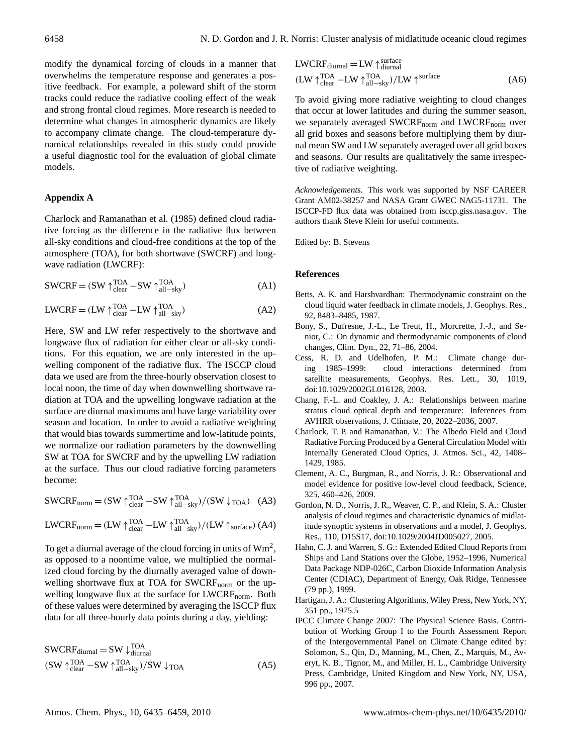modify the dynamical forcing of clouds in a manner that overwhelms the temperature response and generates a positive feedback. For example, a poleward shift of the storm tracks could reduce the radiative cooling effect of the weak and strong frontal cloud regimes. More research is needed to determine what changes in atmospheric dynamics are likely to accompany climate change. The cloud-temperature dynamical relationships revealed in this study could provide a useful diagnostic tool for the evaluation of global climate models.

## Appendix A

Charlock and Ramanathan et al. (1985) defined cloud radiative forcing as the difference in the radiative flux between all-sky conditions and cloud-free conditions at the top of the atmosphere (TOA), for both shortwave (SWCRF) and longwave radiation (LWCRF):

$$\mathrm{SWCRF} = (\mathrm{SW}\uparrow^{\mathrm{TOA}}_{\mathrm{clear}} - \mathrm{SW}\uparrow^{\mathrm{TOA}}_{\mathrm{all-sky}}) \quad \text{(A1)}$$

$$\mathrm{LWCRF} = (\mathrm{LW}\uparrow^{\mathrm{TOA}}_{\mathrm{clear}} - \mathrm{LW}\uparrow^{\mathrm{TOA}}_{\mathrm{all-sky}}) \quad \text{(A2)}$$

Here, SW and LW refer respectively to the shortwave and longwave flux of radiation for either clear or all-sky conditions. For this equation, we are only interested in the upwelling component of the radiative flux. The ISCCP cloud data we used are from the three-hourly observation closest to local noon, the time of day when downwelling shortwave radiation at TOA and the upwelling longwave radiation at the surface are diurnal maximums and have large variability over season and location. In order to avoid a radiative weighting that would bias towards summertime and low-latitude points, we normalize our radiation parameters by the downwelling SW at TOA for SWCRF and by the upwelling LW radiation at the surface. Thus our cloud radiative forcing parameters become:

$$\mathrm{SWCRF}_{\mathrm{norm}} = (\mathrm{SW}\uparrow^{\mathrm{TOA}}_{\mathrm{clear}} - \mathrm{SW}\uparrow^{\mathrm{TOA}}_{\mathrm{all-sky}})/(\mathrm{SW}\downarrow_{\mathrm{TOA}}) \quad \text{(A3)}$$

$$\mathrm{LWCRF}_{\mathrm{norm}} = (\mathrm{LW}\uparrow^{\mathrm{TOA}}_{\mathrm{clear}} - \mathrm{LW}\uparrow^{\mathrm{TOA}}_{\mathrm{all-sky}})/(\mathrm{LW}\uparrow_{\mathrm{surface}}) \quad \text{(A4)}$$

To get a diurnal average of the cloud forcing in units of $\mathrm{Wm}^2$, as opposed to a noontime value, we multiplied the normalized cloud forcing by the diurnally averaged value of downwelling shortwave flux at TOA for $\mathrm{SWCRF}_{\mathrm{norm}}$ or the upwelling longwave flux at the surface for $\mathrm{LWCRF}_{\mathrm{norm}}$. Both of these values were determined by averaging the ISCCP flux data for all three-hourly data points during a day, yielding:

$$\mathrm{SWCRF}_{\mathrm{diurnal}} = \mathrm{SW}\downarrow^{\mathrm{TOA}}_{\mathrm{diurnal}} (\mathrm{SW}\uparrow^{\mathrm{TOA}}_{\mathrm{clear}} - \mathrm{SW}\uparrow^{\mathrm{TOA}}_{\mathrm{all-sky}})/\mathrm{SW}\downarrow_{\mathrm{TOA}} \quad \text{(A5)}$$

$$\mathrm{LWCRF}_{\mathrm{diurnal}} = \mathrm{LW}\uparrow^{\mathrm{surface}}_{\mathrm{diurnal}} (\mathrm{LW}\uparrow^{\mathrm{TOA}}_{\mathrm{clear}} - \mathrm{LW}\uparrow^{\mathrm{TOA}}_{\mathrm{all-sky}})/\mathrm{LW}\uparrow^{\mathrm{surface}} \quad \text{(A6)}$$

To avoid giving more radiative weighting to cloud changes that occur at lower latitudes and during the summer season, we separately averaged $\mathrm{SWCRF}_{\mathrm{norm}}$ and $\mathrm{LWCRF}_{\mathrm{norm}}$ over all grid boxes and seasons before multiplying them by diurnal mean SW and LW separately averaged over all grid boxes and seasons. Our results are qualitatively the same irrespective of radiative weighting.

*Acknowledgements.* This work was supported by NSF CAREER Grant AM02-38257 and NASA Grant GWEC NAG5-11731. The ISCCP-FD flux data was obtained from isccp.giss.nasa.gov. The authors thank Steve Klein for useful comments.

Edited by: B. Stevens

## References

Betts, A. K. and Harshvardhan: Thermodynamic constraint on the cloud liquid water feedback in climate models, J. Geophys. Res., 92, 8483–8485, 1987.

Bony, S., Dufresne, J.-L., Le Treut, H., Morcrette, J.-J., and Senior, C.: On dynamic and thermodynamic components of cloud changes, Clim. Dyn., 22, 71–86, 2004.

Cess, R. D. and Udelhofen, P. M.: Climate change during 1985–1999: cloud interactions determined from satellite measurements, Geophys. Res. Lett., 30, 1019, doi:10.1029/2002GL016128, 2003.

Chang, F.-L. and Coakley, J. A.: Relationships between marine stratus cloud optical depth and temperature: Inferences from AVHRR observations, J. Climate, 20, 2022–2036, 2007.

Charlock, T. P. and Ramanathan, V.: The Albedo Field and Cloud Radiative Forcing Produced by a General Circulation Model with Internally Generated Cloud Optics, J. Atmos. Sci., 42, 1408–1429, 1985.

Clement, A. C., Burgman, R., and Norris, J. R.: Observational and model evidence for positive low-level cloud feedback, Science, 325, 460–426, 2009.

Gordon, N. D., Norris, J. R., Weaver, C. P., and Klein, S. A.: Cluster analysis of cloud regimes and characteristic dynamics of midlatitude synoptic systems in observations and a model, J. Geophys. Res., 110, D15S17, doi:10.1029/2004JD005027, 2005.

Hahn, C. J. and Warren, S. G.: Extended Edited Cloud Reports from Ships and Land Stations over the Globe, 1952–1996, Numerical Data Package NDP-026C, Carbon Dioxide Information Analysis Center (CDIAC), Department of Energy, Oak Ridge, Tennessee (79 pp.), 1999.

Hartigan, J. A.: Clustering Algorithms, Wiley Press, New York, NY, 351 pp., 1975.5

IPCC Climate Change 2007: The Physical Science Basis. Contribution of Working Group I to the Fourth Assessment Report of the Intergovernmental Panel on Climate Change edited by: Solomon, S., Qin, D., Manning, M., Chen, Z., Marquis, M., Averyt, K. B., Tignor, M., and Miller, H. L., Cambridge University Press, Cambridge, United Kingdom and New York, NY, USA, 996 pp., 2007.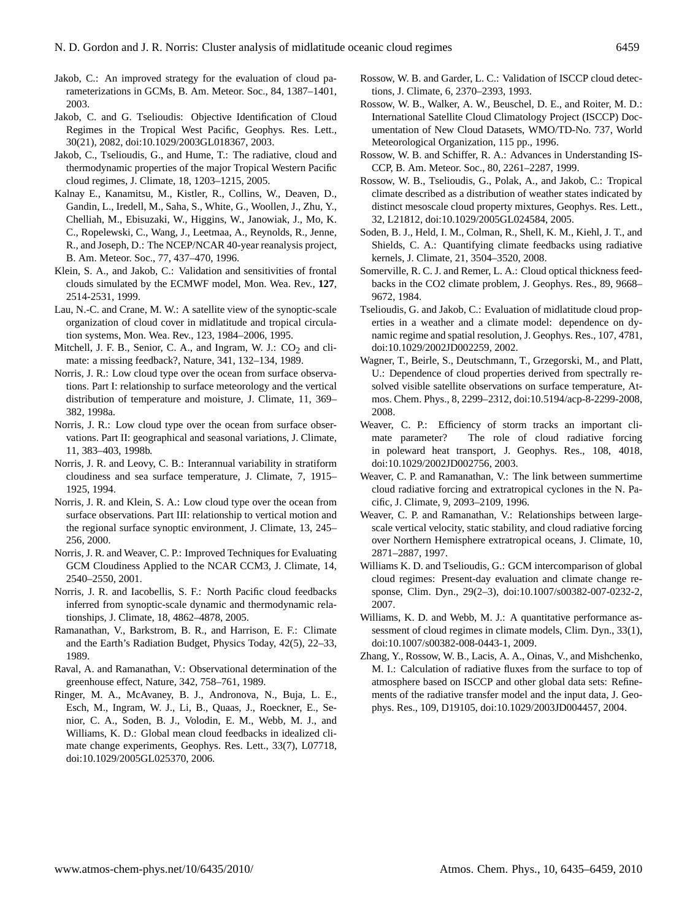Jakob, C.: An improved strategy for the evaluation of cloud parameterizations in GCMs, B. Am. Meteor. Soc., 84, 1387–1401, 2003.

Jakob, C. and G. Tselioudis: Objective Identification of Cloud Regimes in the Tropical West Pacific, Geophys. Res. Lett., 30(21), 2082, doi:10.1029/2003GL018367, 2003.

Jakob, C., Tselioudis, G., and Hume, T.: The radiative, cloud and thermodynamic properties of the major Tropical Western Pacific cloud regimes, J. Climate, 18, 1203–1215, 2005.

Kalnay E., Kanamitsu, M., Kistler, R., Collins, W., Deaven, D., Gandin, L., Iredell, M., Saha, S., White, G., Woollen, J., Zhu, Y., Chelliah, M., Ebisuzaki, W., Higgins, W., Janowiak, J., Mo, K. C., Ropelewski, C., Wang, J., Leetmaa, A., Reynolds, R., Jenne, R., and Joseph, D.: The NCEP/NCAR 40-year reanalysis project, B. Am. Meteor. Soc., 77, 437–470, 1996.

Klein, S. A., and Jakob, C.: Validation and sensitivities of frontal clouds simulated by the ECMWF model, Mon. Wea. Rev., **127**, 2514-2531, 1999.

Lau, N.-C. and Crane, M. W.: A satellite view of the synoptic-scale organization of cloud cover in midlatitude and tropical circulation systems, Mon. Wea. Rev., 123, 1984–2006, 1995.

Mitchell, J. F. B., Senior, C. A., and Ingram, W. J.: $CO_2$ and climate: a missing feedback?, Nature, 341, 132–134, 1989.

Norris, J. R.: Low cloud type over the ocean from surface observations. Part I: relationship to surface meteorology and the vertical distribution of temperature and moisture, J. Climate, 11, 369–382, 1998a.

Norris, J. R.: Low cloud type over the ocean from surface observations. Part II: geographical and seasonal variations, J. Climate, 11, 383–403, 1998b.

Norris, J. R. and Leovy, C. B.: Interannual variability in stratiform cloudiness and sea surface temperature, J. Climate, 7, 1915–1925, 1994.

Norris, J. R. and Klein, S. A.: Low cloud type over the ocean from surface observations. Part III: relationship to vertical motion and the regional surface synoptic environment, J. Climate, 13, 245–256, 2000.

Norris, J. R. and Weaver, C. P.: Improved Techniques for Evaluating GCM Cloudiness Applied to the NCAR CCM3, J. Climate, 14, 2540–2550, 2001.

Norris, J. R. and Iacobellis, S. F.: North Pacific cloud feedbacks inferred from synoptic-scale dynamic and thermodynamic relationships, J. Climate, 18, 4862–4878, 2005.

Ramanathan, V., Barkstrom, B. R., and Harrison, E. F.: Climate and the Earth's Radiation Budget, Physics Today, 42(5), 22–33, 1989.

Raval, A. and Ramanathan, V.: Observational determination of the greenhouse effect, Nature, 342, 758–761, 1989.

Ringer, M. A., McAvaney, B. J., Andronova, N., Buja, L. E., Esch, M., Ingram, W. J., Li, B., Quaas, J., Roeckner, E., Senior, C. A., Soden, B. J., Volodin, E. M., Webb, M. J., and Williams, K. D.: Global mean cloud feedbacks in idealized climate change experiments, Geophys. Res. Lett., 33(7), L07718, doi:10.1029/2005GL025370, 2006.

Rossow, W. B. and Garder, L. C.: Validation of ISCCP cloud detections, J. Climate, 6, 2370–2393, 1993.

Rossow, W. B., Walker, A. W., Beuschel, D. E., and Roiter, M. D.: International Satellite Cloud Climatology Project (ISCCP) Documentation of New Cloud Datasets, WMO/TD-No. 737, World Meteorological Organization, 115 pp., 1996.

Rossow, W. B. and Schiffer, R. A.: Advances in Understanding ISCCP, B. Am. Meteor. Soc., 80, 2261–2287, 1999.

Rossow, W. B., Tselioudis, G., Polak, A., and Jakob, C.: Tropical climate described as a distribution of weather states indicated by distinct mesoscale cloud property mixtures, Geophys. Res. Lett., 32, L21812, doi:10.1029/2005GL024584, 2005.

Soden, B. J., Held, I. M., Colman, R., Shell, K. M., Kiehl, J. T., and Shields, C. A.: Quantifying climate feedbacks using radiative kernels, J. Climate, 21, 3504–3520, 2008.

Somerville, R. C. J. and Remer, L. A.: Cloud optical thickness feedbacks in the CO2 climate problem, J. Geophys. Res., 89, 9668–9672, 1984.

Tselioudis, G. and Jakob, C.: Evaluation of midlatitude cloud properties in a weather and a climate model: dependence on dynamic regime and spatial resolution, J. Geophys. Res., 107, 4781, doi:10.1029/2002JD002259, 2002.

Wagner, T., Beirle, S., Deutschmann, T., Grzegorski, M., and Platt, U.: Dependence of cloud properties derived from spectrally resolved visible satellite observations on surface temperature, Atmos. Chem. Phys., 8, 2299–2312, doi:10.5194/acp-8-2299-2008, 2008.

Weaver, C. P.: Efficiency of storm tracks an important climate parameter? The role of cloud radiative forcing in poleward heat transport, J. Geophys. Res., 108, 4018, doi:10.1029/2002JD002756, 2003.

Weaver, C. P. and Ramanathan, V.: The link between summertime cloud radiative forcing and extratropical cyclones in the N. Pacific, J. Climate, 9, 2093–2109, 1996.

Weaver, C. P. and Ramanathan, V.: Relationships between large-scale vertical velocity, static stability, and cloud radiative forcing over Northern Hemisphere extratropical oceans, J. Climate, 10, 2871–2887, 1997.

Williams K. D. and Tselioudis, G.: GCM intercomparison of global cloud regimes: Present-day evaluation and climate change response, Clim. Dyn., 29(2–3), doi:10.1007/s00382-007-0232-2, 2007.

Williams, K. D. and Webb, M. J.: A quantitative performance assessment of cloud regimes in climate models, Clim. Dyn., 33(1), doi:10.1007/s00382-008-0443-1, 2009.

Zhang, Y., Rossow, W. B., Lacis, A. A., Oinas, V., and Mishchenko, M. I.: Calculation of radiative fluxes from the surface to top of atmosphere based on ISCCP and other global data sets: Refinements of the radiative transfer model and the input data, J. Geophys. Res., 109, D19105, doi:10.1029/2003JD004457, 2004.